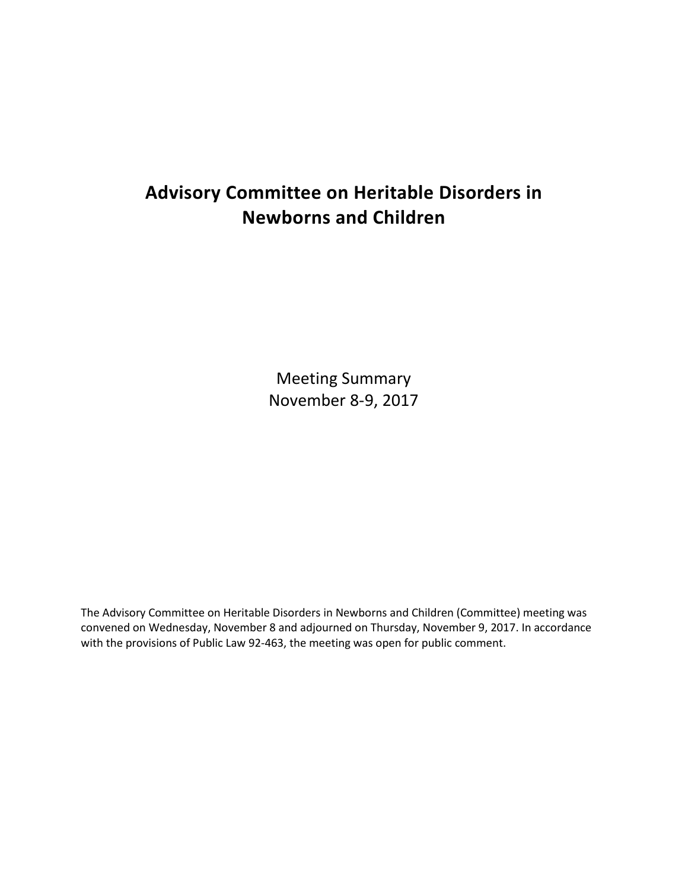# Advisory Committee on Heritable Disorders in Newborns and Children

Meeting Summary
November 8-9, 2017

The Advisory Committee on Heritable Disorders in Newborns and Children (Committee) meeting was convened on Wednesday, November 8 and adjourned on Thursday, November 9, 2017. In accordance with the provisions of Public Law 92-463, the meeting was open for public comment.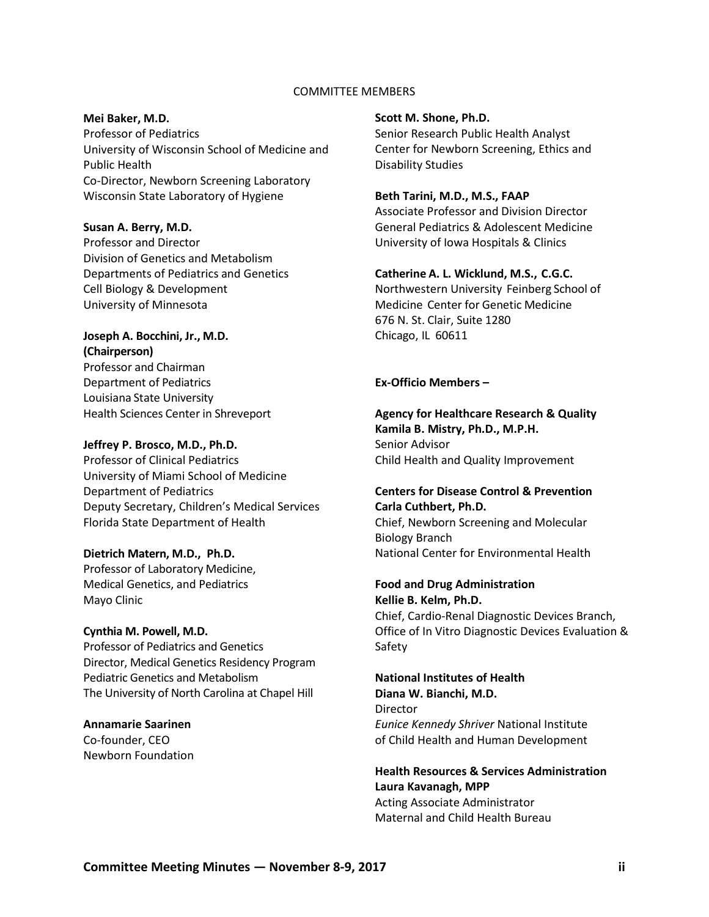## COMMITTEE MEMBERS

**Mei Baker, M.D.**
Professor of Pediatrics
University of Wisconsin School of Medicine and Public Health
Co-Director, Newborn Screening Laboratory
Wisconsin State Laboratory of Hygiene

**Susan A. Berry, M.D.**
Professor and Director
Division of Genetics and Metabolism
Departments of Pediatrics and Genetics
Cell Biology & Development
University of Minnesota

**Joseph A. Bocchini, Jr., M.D. (Chairperson)**
Professor and Chairman
Department of Pediatrics
Louisiana State University
Health Sciences Center in Shreveport

**Jeffrey P. Brosco, M.D., Ph.D.**
Professor of Clinical Pediatrics
University of Miami School of Medicine
Department of Pediatrics
Deputy Secretary, Children's Medical Services
Florida State Department of Health

**Dietrich Matern, M.D., Ph.D.**
Professor of Laboratory Medicine,
Medical Genetics, and Pediatrics
Mayo Clinic

**Cynthia M. Powell, M.D.**
Professor of Pediatrics and Genetics
Director, Medical Genetics Residency Program
Pediatric Genetics and Metabolism
The University of North Carolina at Chapel Hill

**Annamarie Saarinen**
Co-founder, CEO
Newborn Foundation

**Scott M. Shone, Ph.D.**
Senior Research Public Health Analyst
Center for Newborn Screening, Ethics and Disability Studies

**Beth Tarini, M.D., M.S., FAAP**
Associate Professor and Division Director
General Pediatrics & Adolescent Medicine
University of Iowa Hospitals & Clinics

**Catherine A. L. Wicklund, M.S., C.G.C.**
Northwestern University Feinberg School of Medicine Center for Genetic Medicine
676 N. St. Clair, Suite 1280
Chicago, IL 60611

**Ex-Officio Members –**

**Agency for Healthcare Research & Quality**
**Kamila B. Mistry, Ph.D., M.P.H.**
Senior Advisor
Child Health and Quality Improvement

**Centers for Disease Control & Prevention**
**Carla Cuthbert, Ph.D.**
Chief, Newborn Screening and Molecular Biology Branch
National Center for Environmental Health

**Food and Drug Administration**
**Kellie B. Kelm, Ph.D.**
Chief, Cardio-Renal Diagnostic Devices Branch,
Office of In Vitro Diagnostic Devices Evaluation & Safety

**National Institutes of Health**
**Diana W. Bianchi, M.D.**
Director
*Eunice Kennedy Shriver* National Institute of Child Health and Human Development

**Health Resources & Services Administration**
**Laura Kavanagh, MPP**
Acting Associate Administrator
Maternal and Child Health Bureau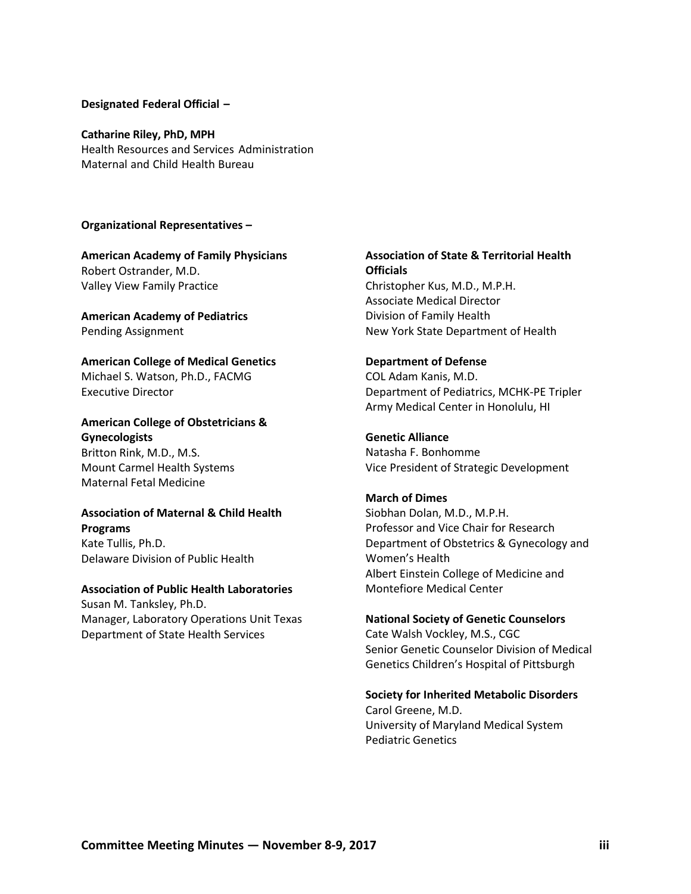**Designated Federal Official –**

**Catharine Riley, PhD, MPH**
Health Resources and Services Administration
Maternal and Child Health Bureau

**Organizational Representatives –**

**American Academy of Family Physicians**
Robert Ostrander, M.D.
Valley View Family Practice

**American Academy of Pediatrics**
Pending Assignment

**American College of Medical Genetics**
Michael S. Watson, Ph.D., FACMG
Executive Director

**American College of Obstetricians & Gynecologists**
Britton Rink, M.D., M.S.
Mount Carmel Health Systems
Maternal Fetal Medicine

**Association of Maternal & Child Health Programs**
Kate Tullis, Ph.D.
Delaware Division of Public Health

**Association of Public Health Laboratories**
Susan M. Tanksley, Ph.D.
Manager, Laboratory Operations Unit Texas Department of State Health Services

**Association of State & Territorial Health Officials**
Christopher Kus, M.D., M.P.H.
Associate Medical Director
Division of Family Health
New York State Department of Health

**Department of Defense**
COL Adam Kanis, M.D.
Department of Pediatrics, MCHK-PE Tripler Army Medical Center in Honolulu, HI

**Genetic Alliance**
Natasha F. Bonhomme
Vice President of Strategic Development

**March of Dimes**
Siobhan Dolan, M.D., M.P.H.
Professor and Vice Chair for Research
Department of Obstetrics & Gynecology and Women's Health
Albert Einstein College of Medicine and Montefiore Medical Center

**National Society of Genetic Counselors**
Cate Walsh Vockley, M.S., CGC
Senior Genetic Counselor Division of Medical Genetics Children's Hospital of Pittsburgh

**Society for Inherited Metabolic Disorders**
Carol Greene, M.D.
University of Maryland Medical System
Pediatric Genetics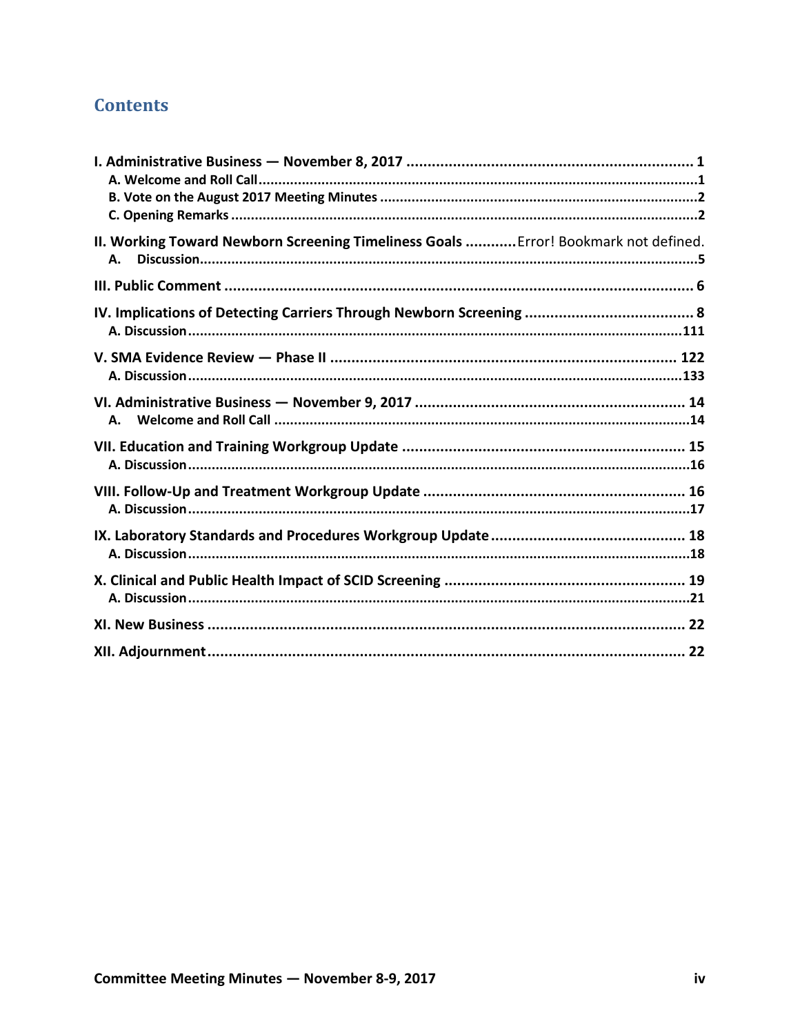## Contents

**I. Administrative Business — November 8, 2017** ..................................................................... **1**
- A. Welcome and Roll Call ...............................................................................................1
- B. Vote on the August 2017 Meeting Minutes .....................................................................2
- C. Opening Remarks .......................................................................................................2

**II. Working Toward Newborn Screening Timeliness Goals** ............Error! Bookmark not defined.
- A. Discussion ..................................................................................................................5

**III. Public Comment** .......................................................................................................... **6**

**IV. Implications of Detecting Carriers Through Newborn Screening** ........................................ **8**
- A. Discussion ..................................................................................................................111

**V. SMA Evidence Review — Phase II** ................................................................................ **122**
- A. Discussion ..................................................................................................................133

**VI. Administrative Business — November 9, 2017** ................................................................ **14**
- A. Welcome and Roll Call ...............................................................................................14

**VII. Education and Training Workgroup Update** ................................................................... **15**
- A. Discussion ..................................................................................................................16

**VIII. Follow-Up and Treatment Workgroup Update** ............................................................... **16**
- A. Discussion ..................................................................................................................17

**IX. Laboratory Standards and Procedures Workgroup Update** ............................................... **18**
- A. Discussion ..................................................................................................................18

**X. Clinical and Public Health Impact of SCID Screening** ....................................................... **19**
- A. Discussion ..................................................................................................................21

**XI. New Business** ............................................................................................................. **22**

**XII. Adjournment** ............................................................................................................. **22**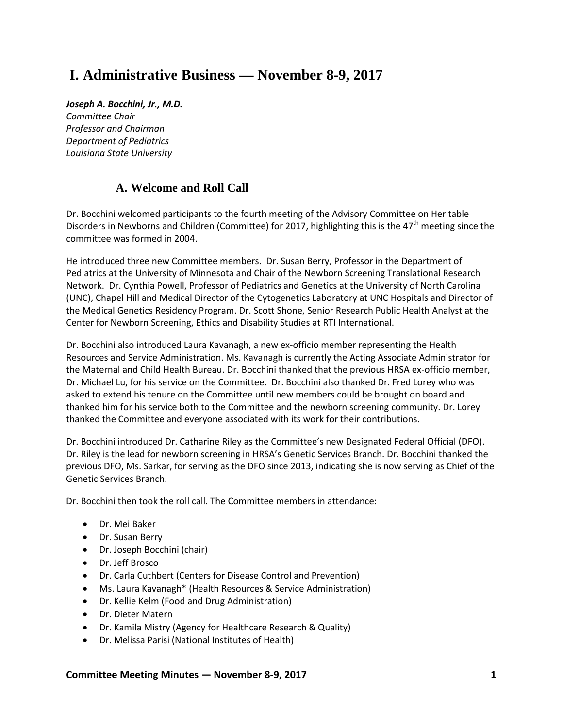# I. Administrative Business — November 8-9, 2017

***Joseph A. Bocchini, Jr., M.D.***
*Committee Chair*
*Professor and Chairman*
*Department of Pediatrics*
*Louisiana State University*

## A. Welcome and Roll Call

Dr. Bocchini welcomed participants to the fourth meeting of the Advisory Committee on Heritable Disorders in Newborns and Children (Committee) for 2017, highlighting this is the 47th meeting since the committee was formed in 2004.

He introduced three new Committee members. Dr. Susan Berry, Professor in the Department of Pediatrics at the University of Minnesota and Chair of the Newborn Screening Translational Research Network. Dr. Cynthia Powell, Professor of Pediatrics and Genetics at the University of North Carolina (UNC), Chapel Hill and Medical Director of the Cytogenetics Laboratory at UNC Hospitals and Director of the Medical Genetics Residency Program. Dr. Scott Shone, Senior Research Public Health Analyst at the Center for Newborn Screening, Ethics and Disability Studies at RTI International.

Dr. Bocchini also introduced Laura Kavanagh, a new ex-officio member representing the Health Resources and Service Administration. Ms. Kavanagh is currently the Acting Associate Administrator for the Maternal and Child Health Bureau. Dr. Bocchini thanked that the previous HRSA ex-officio member, Dr. Michael Lu, for his service on the Committee. Dr. Bocchini also thanked Dr. Fred Lorey who was asked to extend his tenure on the Committee until new members could be brought on board and thanked him for his service both to the Committee and the newborn screening community. Dr. Lorey thanked the Committee and everyone associated with its work for their contributions.

Dr. Bocchini introduced Dr. Catharine Riley as the Committee's new Designated Federal Official (DFO). Dr. Riley is the lead for newborn screening in HRSA's Genetic Services Branch. Dr. Bocchini thanked the previous DFO, Ms. Sarkar, for serving as the DFO since 2013, indicating she is now serving as Chief of the Genetic Services Branch.

Dr. Bocchini then took the roll call. The Committee members in attendance:

- Dr. Mei Baker
- Dr. Susan Berry
- Dr. Joseph Bocchini (chair)
- Dr. Jeff Brosco
- Dr. Carla Cuthbert (Centers for Disease Control and Prevention)
- Ms. Laura Kavanagh* (Health Resources & Service Administration)
- Dr. Kellie Kelm (Food and Drug Administration)
- Dr. Dieter Matern
- Dr. Kamila Mistry (Agency for Healthcare Research & Quality)
- Dr. Melissa Parisi (National Institutes of Health)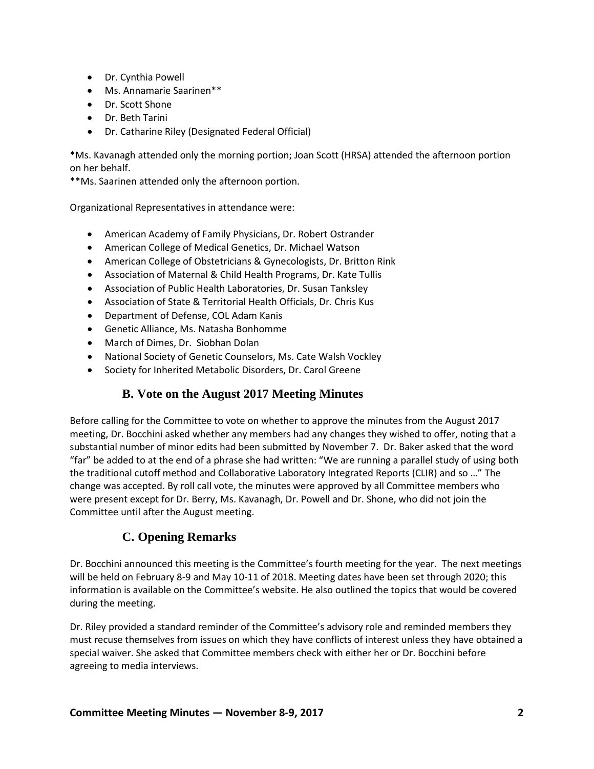- Dr. Cynthia Powell
- Ms. Annamarie Saarinen**
- Dr. Scott Shone
- Dr. Beth Tarini
- Dr. Catharine Riley (Designated Federal Official)

*Ms. Kavanagh attended only the morning portion; Joan Scott (HRSA) attended the afternoon portion on her behalf.

**Ms. Saarinen attended only the afternoon portion.

Organizational Representatives in attendance were:

- American Academy of Family Physicians, Dr. Robert Ostrander
- American College of Medical Genetics, Dr. Michael Watson
- American College of Obstetricians & Gynecologists, Dr. Britton Rink
- Association of Maternal & Child Health Programs, Dr. Kate Tullis
- Association of Public Health Laboratories, Dr. Susan Tanksley
- Association of State & Territorial Health Officials, Dr. Chris Kus
- Department of Defense, COL Adam Kanis
- Genetic Alliance, Ms. Natasha Bonhomme
- March of Dimes, Dr. Siobhan Dolan
- National Society of Genetic Counselors, Ms. Cate Walsh Vockley
- Society for Inherited Metabolic Disorders, Dr. Carol Greene

## B. Vote on the August 2017 Meeting Minutes

Before calling for the Committee to vote on whether to approve the minutes from the August 2017 meeting, Dr. Bocchini asked whether any members had any changes they wished to offer, noting that a substantial number of minor edits had been submitted by November 7. Dr. Baker asked that the word "far" be added to at the end of a phrase she had written: "We are running a parallel study of using both the traditional cutoff method and Collaborative Laboratory Integrated Reports (CLIR) and so …" The change was accepted. By roll call vote, the minutes were approved by all Committee members who were present except for Dr. Berry, Ms. Kavanagh, Dr. Powell and Dr. Shone, who did not join the Committee until after the August meeting.

## C. Opening Remarks

Dr. Bocchini announced this meeting is the Committee's fourth meeting for the year. The next meetings will be held on February 8-9 and May 10-11 of 2018. Meeting dates have been set through 2020; this information is available on the Committee's website. He also outlined the topics that would be covered during the meeting.

Dr. Riley provided a standard reminder of the Committee's advisory role and reminded members they must recuse themselves from issues on which they have conflicts of interest unless they have obtained a special waiver. She asked that Committee members check with either her or Dr. Bocchini before agreeing to media interviews.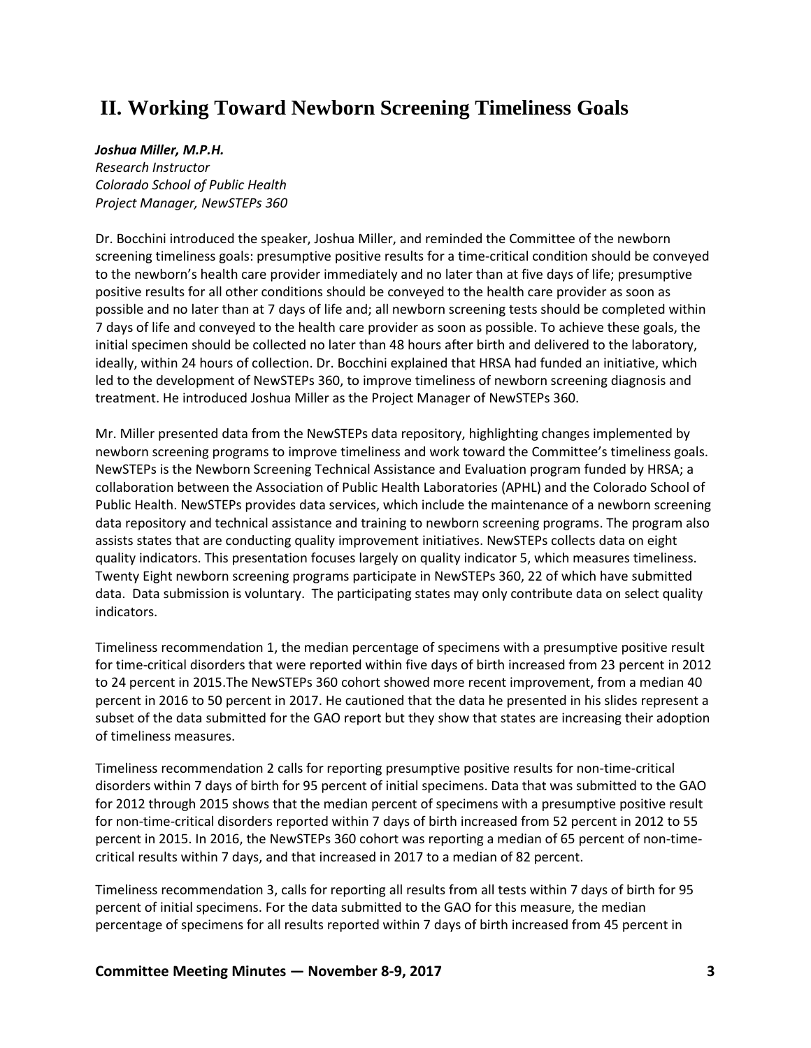## II. Working Toward Newborn Screening Timeliness Goals

***Joshua Miller, M.P.H.***
*Research Instructor*
*Colorado School of Public Health*
*Project Manager, NewSTEPs 360*

Dr. Bocchini introduced the speaker, Joshua Miller, and reminded the Committee of the newborn screening timeliness goals: presumptive positive results for a time-critical condition should be conveyed to the newborn's health care provider immediately and no later than at five days of life; presumptive positive results for all other conditions should be conveyed to the health care provider as soon as possible and no later than at 7 days of life and; all newborn screening tests should be completed within 7 days of life and conveyed to the health care provider as soon as possible. To achieve these goals, the initial specimen should be collected no later than 48 hours after birth and delivered to the laboratory, ideally, within 24 hours of collection. Dr. Bocchini explained that HRSA had funded an initiative, which led to the development of NewSTEPs 360, to improve timeliness of newborn screening diagnosis and treatment. He introduced Joshua Miller as the Project Manager of NewSTEPs 360.

Mr. Miller presented data from the NewSTEPs data repository, highlighting changes implemented by newborn screening programs to improve timeliness and work toward the Committee's timeliness goals. NewSTEPs is the Newborn Screening Technical Assistance and Evaluation program funded by HRSA; a collaboration between the Association of Public Health Laboratories (APHL) and the Colorado School of Public Health. NewSTEPs provides data services, which include the maintenance of a newborn screening data repository and technical assistance and training to newborn screening programs. The program also assists states that are conducting quality improvement initiatives. NewSTEPs collects data on eight quality indicators. This presentation focuses largely on quality indicator 5, which measures timeliness. Twenty Eight newborn screening programs participate in NewSTEPs 360, 22 of which have submitted data. Data submission is voluntary. The participating states may only contribute data on select quality indicators.

Timeliness recommendation 1, the median percentage of specimens with a presumptive positive result for time-critical disorders that were reported within five days of birth increased from 23 percent in 2012 to 24 percent in 2015.The NewSTEPs 360 cohort showed more recent improvement, from a median 40 percent in 2016 to 50 percent in 2017. He cautioned that the data he presented in his slides represent a subset of the data submitted for the GAO report but they show that states are increasing their adoption of timeliness measures.

Timeliness recommendation 2 calls for reporting presumptive positive results for non-time-critical disorders within 7 days of birth for 95 percent of initial specimens. Data that was submitted to the GAO for 2012 through 2015 shows that the median percent of specimens with a presumptive positive result for non-time-critical disorders reported within 7 days of birth increased from 52 percent in 2012 to 55 percent in 2015. In 2016, the NewSTEPs 360 cohort was reporting a median of 65 percent of non-time-critical results within 7 days, and that increased in 2017 to a median of 82 percent.

Timeliness recommendation 3, calls for reporting all results from all tests within 7 days of birth for 95 percent of initial specimens. For the data submitted to the GAO for this measure, the median percentage of specimens for all results reported within 7 days of birth increased from 45 percent in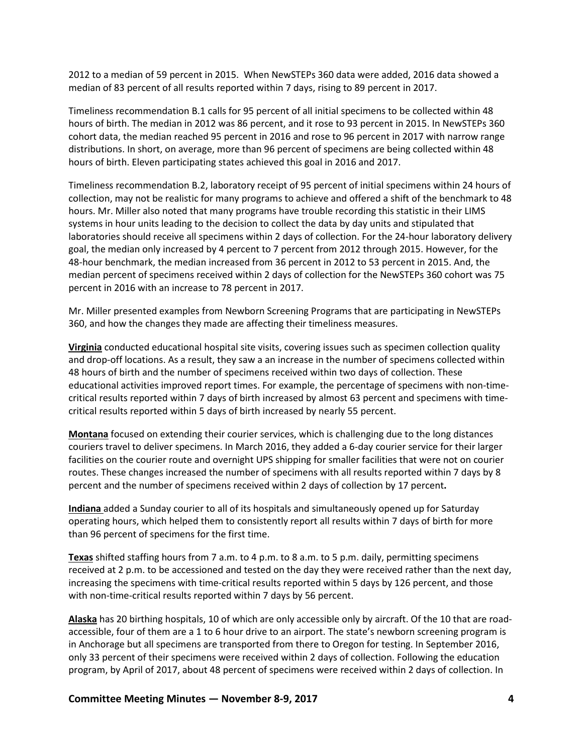2012 to a median of 59 percent in 2015. When NewSTEPs 360 data were added, 2016 data showed a median of 83 percent of all results reported within 7 days, rising to 89 percent in 2017.

Timeliness recommendation B.1 calls for 95 percent of all initial specimens to be collected within 48 hours of birth. The median in 2012 was 86 percent, and it rose to 93 percent in 2015. In NewSTEPs 360 cohort data, the median reached 95 percent in 2016 and rose to 96 percent in 2017 with narrow range distributions. In short, on average, more than 96 percent of specimens are being collected within 48 hours of birth. Eleven participating states achieved this goal in 2016 and 2017.

Timeliness recommendation B.2, laboratory receipt of 95 percent of initial specimens within 24 hours of collection, may not be realistic for many programs to achieve and offered a shift of the benchmark to 48 hours. Mr. Miller also noted that many programs have trouble recording this statistic in their LIMS systems in hour units leading to the decision to collect the data by day units and stipulated that laboratories should receive all specimens within 2 days of collection. For the 24-hour laboratory delivery goal, the median only increased by 4 percent to 7 percent from 2012 through 2015. However, for the 48-hour benchmark, the median increased from 36 percent in 2012 to 53 percent in 2015. And, the median percent of specimens received within 2 days of collection for the NewSTEPs 360 cohort was 75 percent in 2016 with an increase to 78 percent in 2017.

Mr. Miller presented examples from Newborn Screening Programs that are participating in NewSTEPs 360, and how the changes they made are affecting their timeliness measures.

**Virginia** conducted educational hospital site visits, covering issues such as specimen collection quality and drop-off locations. As a result, they saw a an increase in the number of specimens collected within 48 hours of birth and the number of specimens received within two days of collection. These educational activities improved report times. For example, the percentage of specimens with non-time-critical results reported within 7 days of birth increased by almost 63 percent and specimens with time-critical results reported within 5 days of birth increased by nearly 55 percent.

**Montana** focused on extending their courier services, which is challenging due to the long distances couriers travel to deliver specimens. In March 2016, they added a 6-day courier service for their larger facilities on the courier route and overnight UPS shipping for smaller facilities that were not on courier routes. These changes increased the number of specimens with all results reported within 7 days by 8 percent and the number of specimens received within 2 days of collection by 17 percent**.**

**Indiana** added a Sunday courier to all of its hospitals and simultaneously opened up for Saturday operating hours, which helped them to consistently report all results within 7 days of birth for more than 96 percent of specimens for the first time.

**Texas** shifted staffing hours from 7 a.m. to 4 p.m. to 8 a.m. to 5 p.m. daily, permitting specimens received at 2 p.m. to be accessioned and tested on the day they were received rather than the next day, increasing the specimens with time-critical results reported within 5 days by 126 percent, and those with non-time-critical results reported within 7 days by 56 percent.

**Alaska** has 20 birthing hospitals, 10 of which are only accessible only by aircraft. Of the 10 that are road-accessible, four of them are a 1 to 6 hour drive to an airport. The state's newborn screening program is in Anchorage but all specimens are transported from there to Oregon for testing. In September 2016, only 33 percent of their specimens were received within 2 days of collection. Following the education program, by April of 2017, about 48 percent of specimens were received within 2 days of collection. In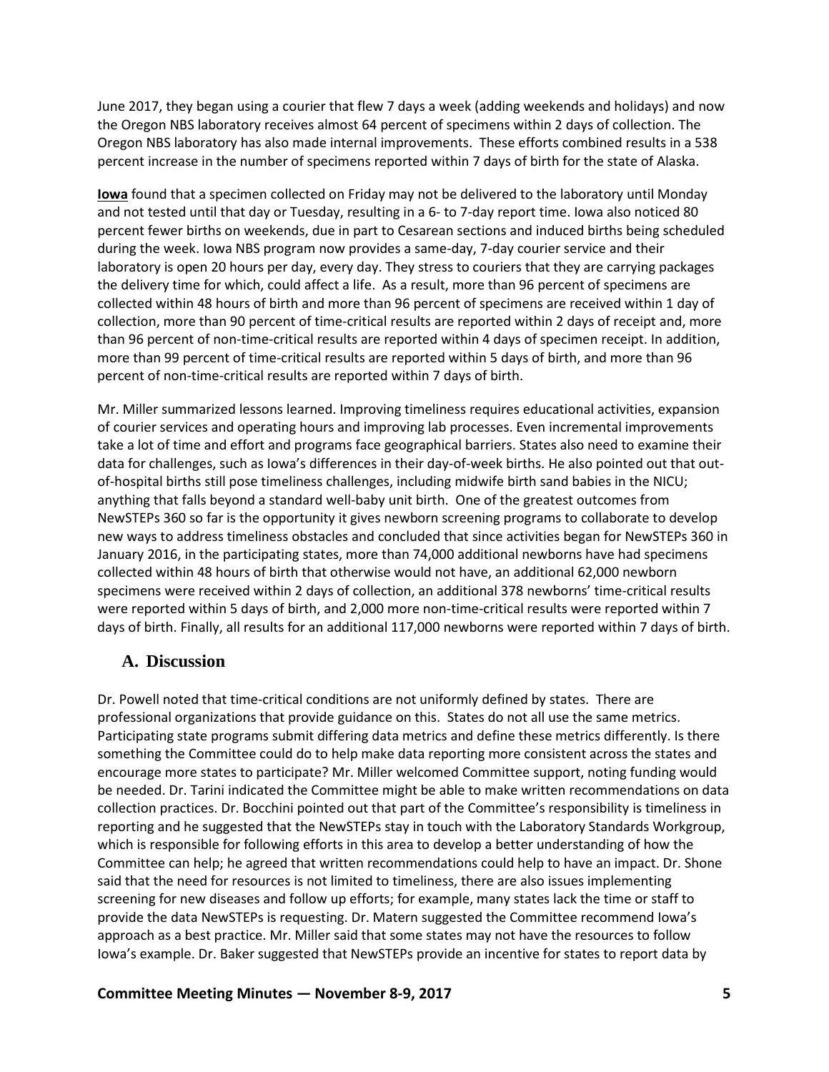June 2017, they began using a courier that flew 7 days a week (adding weekends and holidays) and now the Oregon NBS laboratory receives almost 64 percent of specimens within 2 days of collection. The Oregon NBS laboratory has also made internal improvements. These efforts combined results in a 538 percent increase in the number of specimens reported within 7 days of birth for the state of Alaska.

**Iowa** found that a specimen collected on Friday may not be delivered to the laboratory until Monday and not tested until that day or Tuesday, resulting in a 6- to 7-day report time. Iowa also noticed 80 percent fewer births on weekends, due in part to Cesarean sections and induced births being scheduled during the week. Iowa NBS program now provides a same-day, 7-day courier service and their laboratory is open 20 hours per day, every day. They stress to couriers that they are carrying packages the delivery time for which, could affect a life. As a result, more than 96 percent of specimens are collected within 48 hours of birth and more than 96 percent of specimens are received within 1 day of collection, more than 90 percent of time-critical results are reported within 2 days of receipt and, more than 96 percent of non-time-critical results are reported within 4 days of specimen receipt. In addition, more than 99 percent of time-critical results are reported within 5 days of birth, and more than 96 percent of non-time-critical results are reported within 7 days of birth.

Mr. Miller summarized lessons learned. Improving timeliness requires educational activities, expansion of courier services and operating hours and improving lab processes. Even incremental improvements take a lot of time and effort and programs face geographical barriers. States also need to examine their data for challenges, such as Iowa's differences in their day-of-week births. He also pointed out that out-of-hospital births still pose timeliness challenges, including midwife birth sand babies in the NICU; anything that falls beyond a standard well-baby unit birth. One of the greatest outcomes from NewSTEPs 360 so far is the opportunity it gives newborn screening programs to collaborate to develop new ways to address timeliness obstacles and concluded that since activities began for NewSTEPs 360 in January 2016, in the participating states, more than 74,000 additional newborns have had specimens collected within 48 hours of birth that otherwise would not have, an additional 62,000 newborn specimens were received within 2 days of collection, an additional 378 newborns' time-critical results were reported within 5 days of birth, and 2,000 more non-time-critical results were reported within 7 days of birth. Finally, all results for an additional 117,000 newborns were reported within 7 days of birth.

## A. Discussion

Dr. Powell noted that time-critical conditions are not uniformly defined by states. There are professional organizations that provide guidance on this. States do not all use the same metrics. Participating state programs submit differing data metrics and define these metrics differently. Is there something the Committee could do to help make data reporting more consistent across the states and encourage more states to participate? Mr. Miller welcomed Committee support, noting funding would be needed. Dr. Tarini indicated the Committee might be able to make written recommendations on data collection practices. Dr. Bocchini pointed out that part of the Committee's responsibility is timeliness in reporting and he suggested that the NewSTEPs stay in touch with the Laboratory Standards Workgroup, which is responsible for following efforts in this area to develop a better understanding of how the Committee can help; he agreed that written recommendations could help to have an impact. Dr. Shone said that the need for resources is not limited to timeliness, there are also issues implementing screening for new diseases and follow up efforts; for example, many states lack the time or staff to provide the data NewSTEPs is requesting. Dr. Matern suggested the Committee recommend Iowa's approach as a best practice. Mr. Miller said that some states may not have the resources to follow Iowa's example. Dr. Baker suggested that NewSTEPs provide an incentive for states to report data by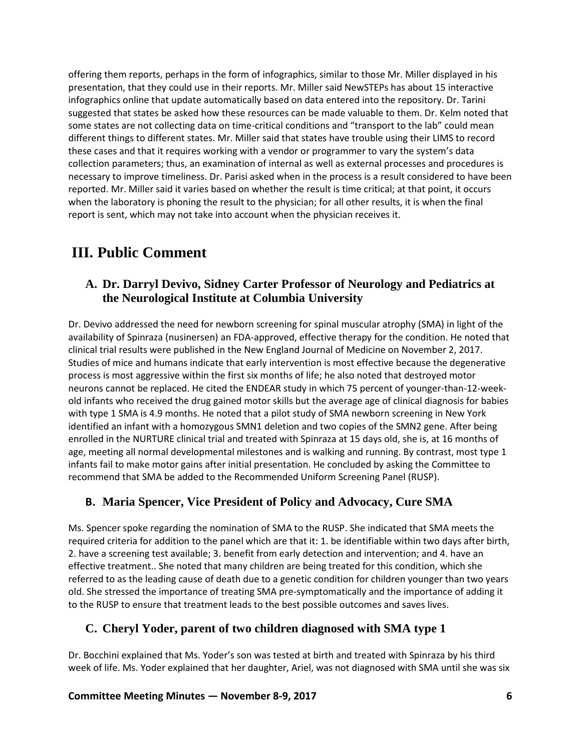offering them reports, perhaps in the form of infographics, similar to those Mr. Miller displayed in his presentation, that they could use in their reports. Mr. Miller said NewSTEPs has about 15 interactive infographics online that update automatically based on data entered into the repository. Dr. Tarini suggested that states be asked how these resources can be made valuable to them. Dr. Kelm noted that some states are not collecting data on time-critical conditions and "transport to the lab" could mean different things to different states. Mr. Miller said that states have trouble using their LIMS to record these cases and that it requires working with a vendor or programmer to vary the system's data collection parameters; thus, an examination of internal as well as external processes and procedures is necessary to improve timeliness. Dr. Parisi asked when in the process is a result considered to have been reported. Mr. Miller said it varies based on whether the result is time critical; at that point, it occurs when the laboratory is phoning the result to the physician; for all other results, it is when the final report is sent, which may not take into account when the physician receives it.

# III. Public Comment

## A. Dr. Darryl Devivo, Sidney Carter Professor of Neurology and Pediatrics at the Neurological Institute at Columbia University

Dr. Devivo addressed the need for newborn screening for spinal muscular atrophy (SMA) in light of the availability of Spinraza (nusinersen) an FDA-approved, effective therapy for the condition. He noted that clinical trial results were published in the New England Journal of Medicine on November 2, 2017. Studies of mice and humans indicate that early intervention is most effective because the degenerative process is most aggressive within the first six months of life; he also noted that destroyed motor neurons cannot be replaced. He cited the ENDEAR study in which 75 percent of younger-than-12-week-old infants who received the drug gained motor skills but the average age of clinical diagnosis for babies with type 1 SMA is 4.9 months. He noted that a pilot study of SMA newborn screening in New York identified an infant with a homozygous SMN1 deletion and two copies of the SMN2 gene. After being enrolled in the NURTURE clinical trial and treated with Spinraza at 15 days old, she is, at 16 months of age, meeting all normal developmental milestones and is walking and running. By contrast, most type 1 infants fail to make motor gains after initial presentation. He concluded by asking the Committee to recommend that SMA be added to the Recommended Uniform Screening Panel (RUSP).

## B. Maria Spencer, Vice President of Policy and Advocacy, Cure SMA

Ms. Spencer spoke regarding the nomination of SMA to the RUSP. She indicated that SMA meets the required criteria for addition to the panel which are that it: 1. be identifiable within two days after birth, 2. have a screening test available; 3. benefit from early detection and intervention; and 4. have an effective treatment.. She noted that many children are being treated for this condition, which she referred to as the leading cause of death due to a genetic condition for children younger than two years old. She stressed the importance of treating SMA pre-symptomatically and the importance of adding it to the RUSP to ensure that treatment leads to the best possible outcomes and saves lives.

## C. Cheryl Yoder, parent of two children diagnosed with SMA type 1

Dr. Bocchini explained that Ms. Yoder's son was tested at birth and treated with Spinraza by his third week of life. Ms. Yoder explained that her daughter, Ariel, was not diagnosed with SMA until she was six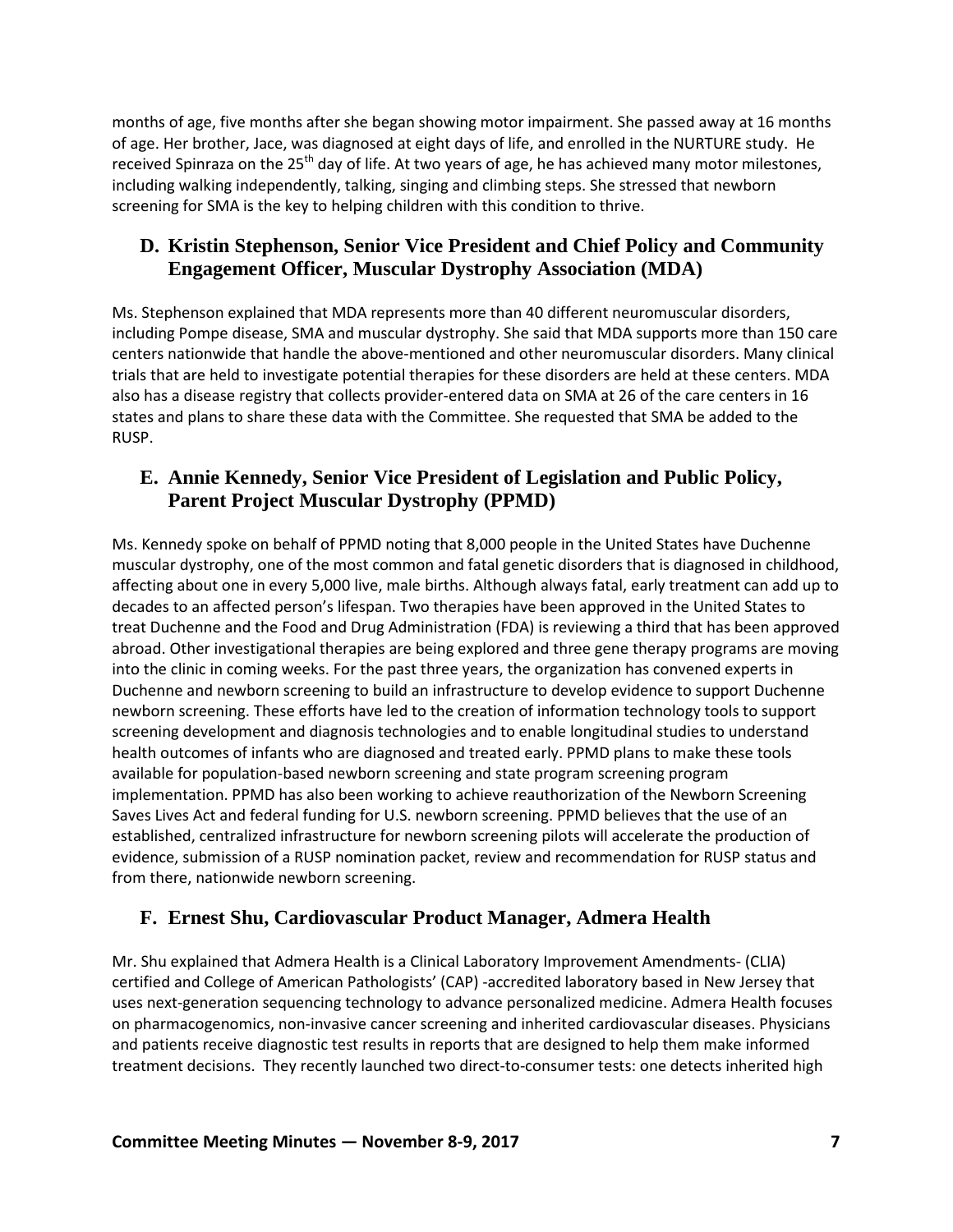months of age, five months after she began showing motor impairment. She passed away at 16 months of age. Her brother, Jace, was diagnosed at eight days of life, and enrolled in the NURTURE study. He received Spinraza on the 25th day of life. At two years of age, he has achieved many motor milestones, including walking independently, talking, singing and climbing steps. She stressed that newborn screening for SMA is the key to helping children with this condition to thrive.

## D. Kristin Stephenson, Senior Vice President and Chief Policy and Community Engagement Officer, Muscular Dystrophy Association (MDA)

Ms. Stephenson explained that MDA represents more than 40 different neuromuscular disorders, including Pompe disease, SMA and muscular dystrophy. She said that MDA supports more than 150 care centers nationwide that handle the above-mentioned and other neuromuscular disorders. Many clinical trials that are held to investigate potential therapies for these disorders are held at these centers. MDA also has a disease registry that collects provider-entered data on SMA at 26 of the care centers in 16 states and plans to share these data with the Committee. She requested that SMA be added to the RUSP.

## E. Annie Kennedy, Senior Vice President of Legislation and Public Policy, Parent Project Muscular Dystrophy (PPMD)

Ms. Kennedy spoke on behalf of PPMD noting that 8,000 people in the United States have Duchenne muscular dystrophy, one of the most common and fatal genetic disorders that is diagnosed in childhood, affecting about one in every 5,000 live, male births. Although always fatal, early treatment can add up to decades to an affected person's lifespan. Two therapies have been approved in the United States to treat Duchenne and the Food and Drug Administration (FDA) is reviewing a third that has been approved abroad. Other investigational therapies are being explored and three gene therapy programs are moving into the clinic in coming weeks. For the past three years, the organization has convened experts in Duchenne and newborn screening to build an infrastructure to develop evidence to support Duchenne newborn screening. These efforts have led to the creation of information technology tools to support screening development and diagnosis technologies and to enable longitudinal studies to understand health outcomes of infants who are diagnosed and treated early. PPMD plans to make these tools available for population-based newborn screening and state program screening program implementation. PPMD has also been working to achieve reauthorization of the Newborn Screening Saves Lives Act and federal funding for U.S. newborn screening. PPMD believes that the use of an established, centralized infrastructure for newborn screening pilots will accelerate the production of evidence, submission of a RUSP nomination packet, review and recommendation for RUSP status and from there, nationwide newborn screening.

## F. Ernest Shu, Cardiovascular Product Manager, Admera Health

Mr. Shu explained that Admera Health is a Clinical Laboratory Improvement Amendments- (CLIA) certified and College of American Pathologists' (CAP) -accredited laboratory based in New Jersey that uses next-generation sequencing technology to advance personalized medicine. Admera Health focuses on pharmacogenomics, non-invasive cancer screening and inherited cardiovascular diseases. Physicians and patients receive diagnostic test results in reports that are designed to help them make informed treatment decisions. They recently launched two direct-to-consumer tests: one detects inherited high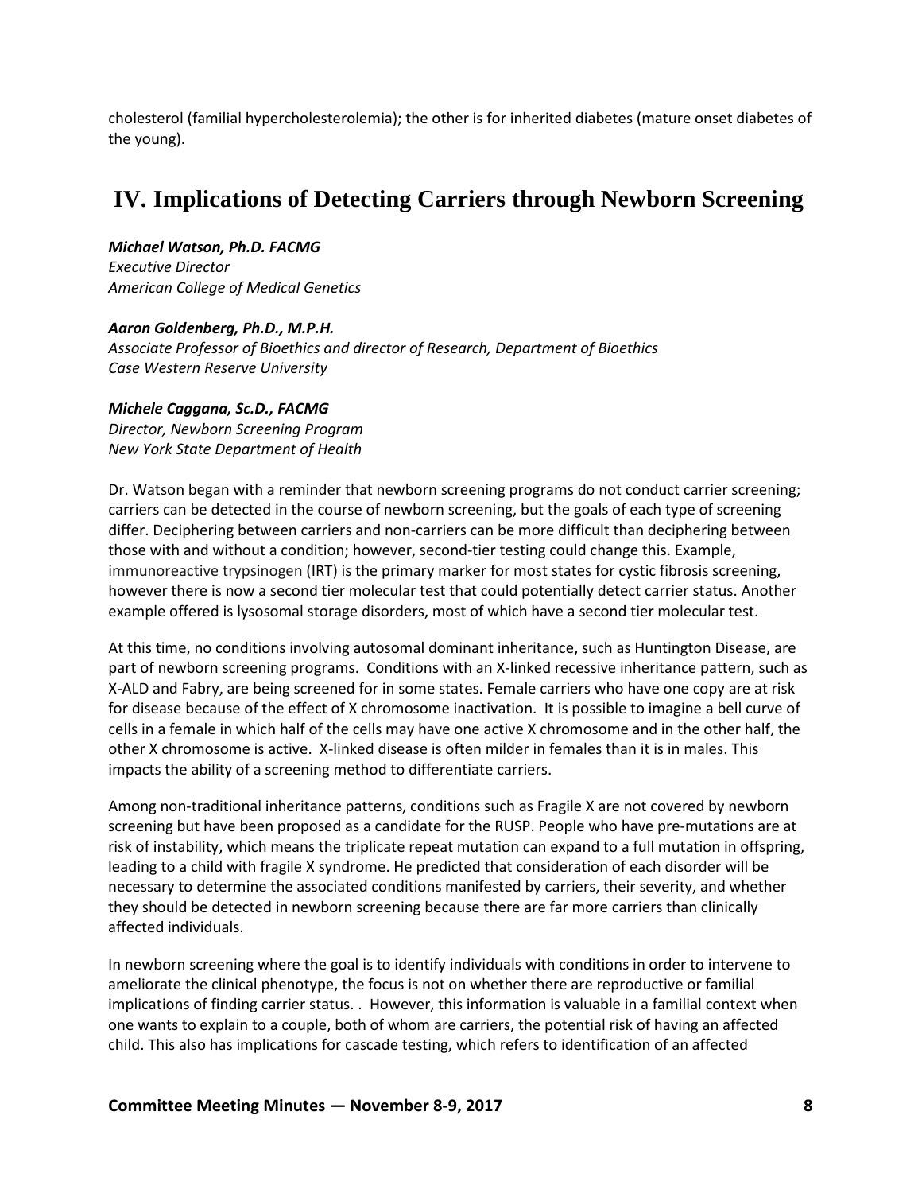cholesterol (familial hypercholesterolemia); the other is for inherited diabetes (mature onset diabetes of the young).

# IV. Implications of Detecting Carriers through Newborn Screening

***Michael Watson, Ph.D. FACMG***
*Executive Director*
*American College of Medical Genetics*

***Aaron Goldenberg, Ph.D., M.P.H.***
*Associate Professor of Bioethics and director of Research, Department of Bioethics*
*Case Western Reserve University*

***Michele Caggana, Sc.D., FACMG***
*Director, Newborn Screening Program*
*New York State Department of Health*

Dr. Watson began with a reminder that newborn screening programs do not conduct carrier screening; carriers can be detected in the course of newborn screening, but the goals of each type of screening differ. Deciphering between carriers and non-carriers can be more difficult than deciphering between those with and without a condition; however, second-tier testing could change this. Example, immunoreactive trypsinogen (IRT) is the primary marker for most states for cystic fibrosis screening, however there is now a second tier molecular test that could potentially detect carrier status. Another example offered is lysosomal storage disorders, most of which have a second tier molecular test.

At this time, no conditions involving autosomal dominant inheritance, such as Huntington Disease, are part of newborn screening programs. Conditions with an X-linked recessive inheritance pattern, such as X-ALD and Fabry, are being screened for in some states. Female carriers who have one copy are at risk for disease because of the effect of X chromosome inactivation. It is possible to imagine a bell curve of cells in a female in which half of the cells may have one active X chromosome and in the other half, the other X chromosome is active. X-linked disease is often milder in females than it is in males. This impacts the ability of a screening method to differentiate carriers.

Among non-traditional inheritance patterns, conditions such as Fragile X are not covered by newborn screening but have been proposed as a candidate for the RUSP. People who have pre-mutations are at risk of instability, which means the triplicate repeat mutation can expand to a full mutation in offspring, leading to a child with fragile X syndrome. He predicted that consideration of each disorder will be necessary to determine the associated conditions manifested by carriers, their severity, and whether they should be detected in newborn screening because there are far more carriers than clinically affected individuals.

In newborn screening where the goal is to identify individuals with conditions in order to intervene to ameliorate the clinical phenotype, the focus is not on whether there are reproductive or familial implications of finding carrier status. . However, this information is valuable in a familial context when one wants to explain to a couple, both of whom are carriers, the potential risk of having an affected child. This also has implications for cascade testing, which refers to identification of an affected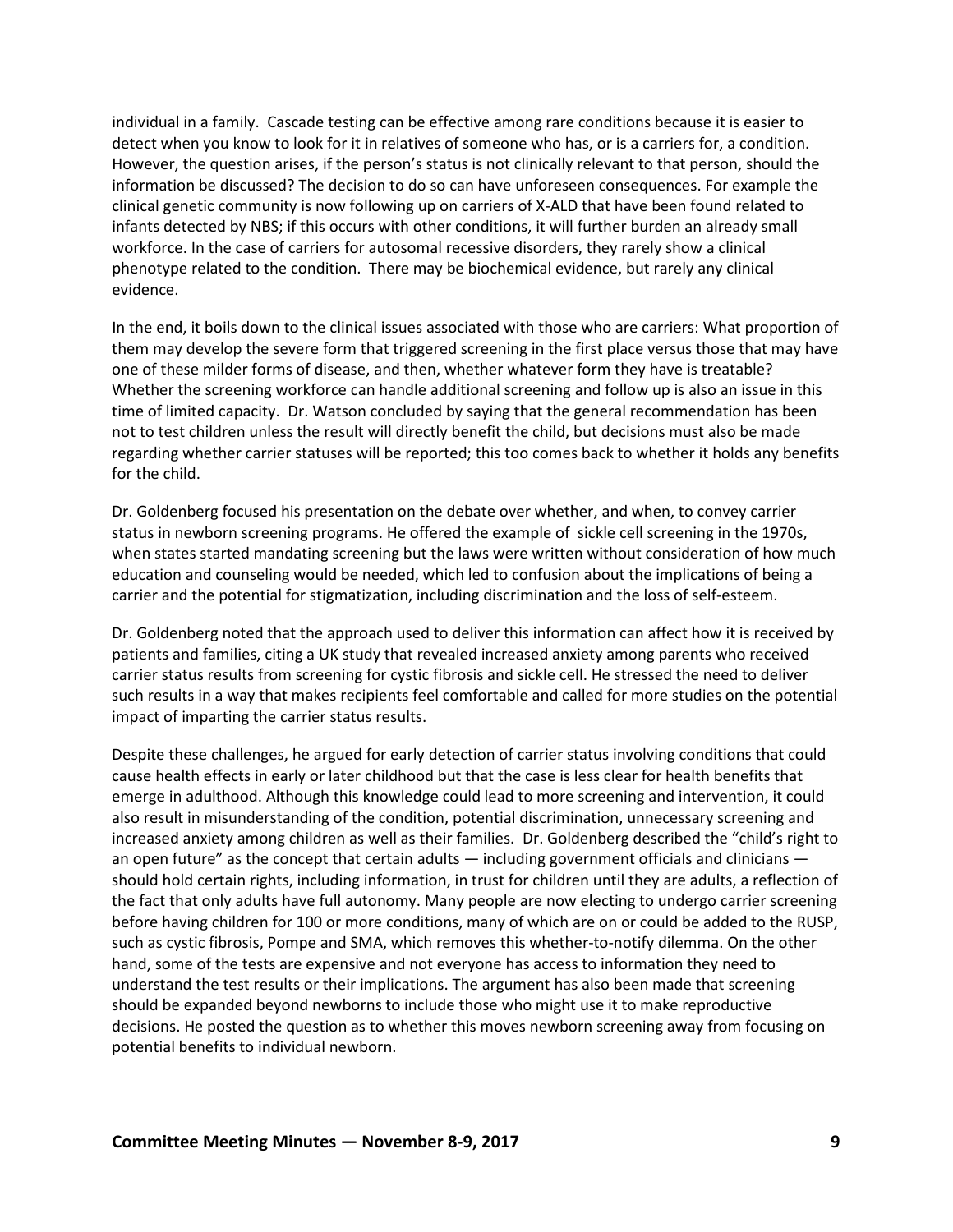individual in a family. Cascade testing can be effective among rare conditions because it is easier to detect when you know to look for it in relatives of someone who has, or is a carriers for, a condition. However, the question arises, if the person's status is not clinically relevant to that person, should the information be discussed? The decision to do so can have unforeseen consequences. For example the clinical genetic community is now following up on carriers of X-ALD that have been found related to infants detected by NBS; if this occurs with other conditions, it will further burden an already small workforce. In the case of carriers for autosomal recessive disorders, they rarely show a clinical phenotype related to the condition. There may be biochemical evidence, but rarely any clinical evidence.

In the end, it boils down to the clinical issues associated with those who are carriers: What proportion of them may develop the severe form that triggered screening in the first place versus those that may have one of these milder forms of disease, and then, whether whatever form they have is treatable? Whether the screening workforce can handle additional screening and follow up is also an issue in this time of limited capacity. Dr. Watson concluded by saying that the general recommendation has been not to test children unless the result will directly benefit the child, but decisions must also be made regarding whether carrier statuses will be reported; this too comes back to whether it holds any benefits for the child.

Dr. Goldenberg focused his presentation on the debate over whether, and when, to convey carrier status in newborn screening programs. He offered the example of sickle cell screening in the 1970s, when states started mandating screening but the laws were written without consideration of how much education and counseling would be needed, which led to confusion about the implications of being a carrier and the potential for stigmatization, including discrimination and the loss of self-esteem.

Dr. Goldenberg noted that the approach used to deliver this information can affect how it is received by patients and families, citing a UK study that revealed increased anxiety among parents who received carrier status results from screening for cystic fibrosis and sickle cell. He stressed the need to deliver such results in a way that makes recipients feel comfortable and called for more studies on the potential impact of imparting the carrier status results.

Despite these challenges, he argued for early detection of carrier status involving conditions that could cause health effects in early or later childhood but that the case is less clear for health benefits that emerge in adulthood. Although this knowledge could lead to more screening and intervention, it could also result in misunderstanding of the condition, potential discrimination, unnecessary screening and increased anxiety among children as well as their families. Dr. Goldenberg described the "child's right to an open future" as the concept that certain adults — including government officials and clinicians — should hold certain rights, including information, in trust for children until they are adults, a reflection of the fact that only adults have full autonomy. Many people are now electing to undergo carrier screening before having children for 100 or more conditions, many of which are on or could be added to the RUSP, such as cystic fibrosis, Pompe and SMA, which removes this whether-to-notify dilemma. On the other hand, some of the tests are expensive and not everyone has access to information they need to understand the test results or their implications. The argument has also been made that screening should be expanded beyond newborns to include those who might use it to make reproductive decisions. He posted the question as to whether this moves newborn screening away from focusing on potential benefits to individual newborn.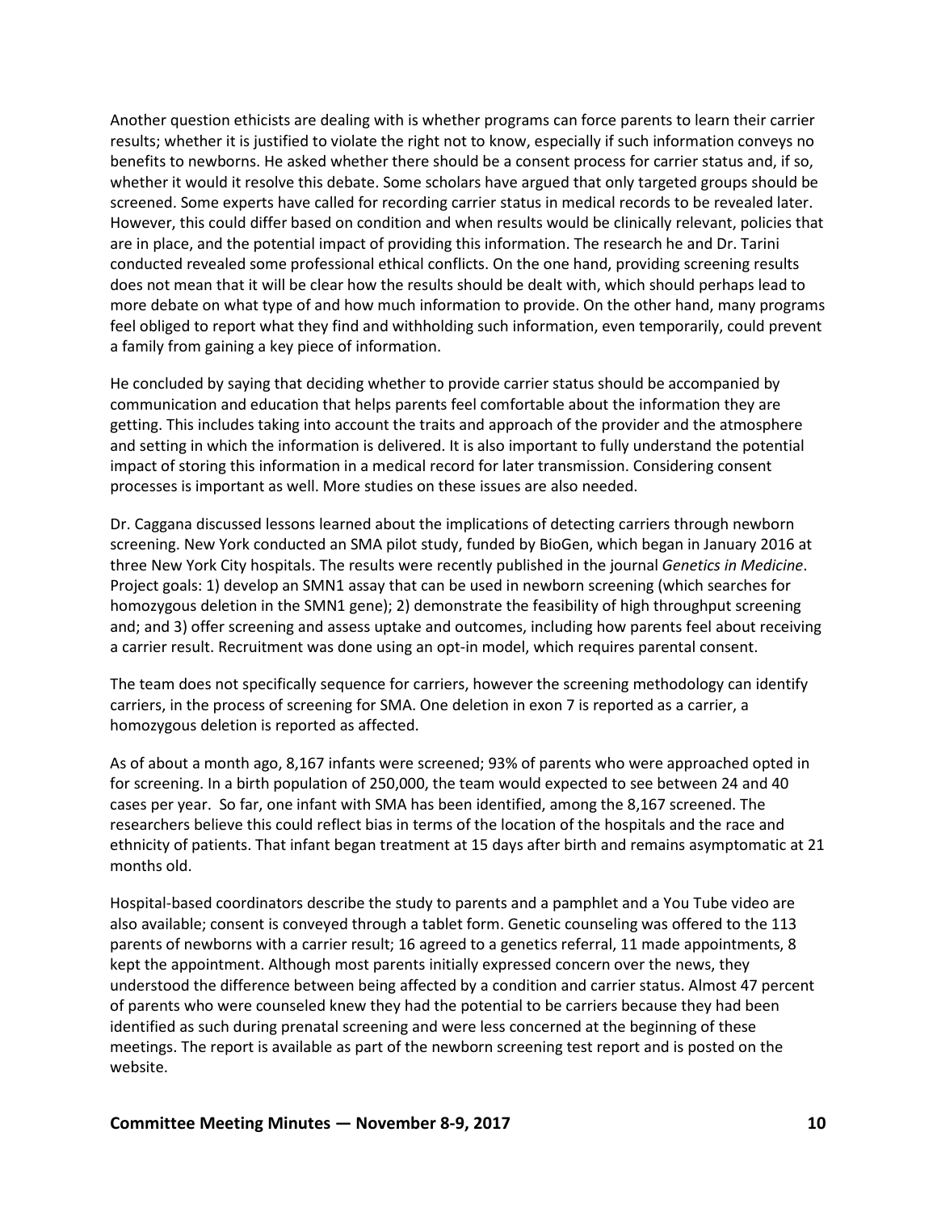Another question ethicists are dealing with is whether programs can force parents to learn their carrier results; whether it is justified to violate the right not to know, especially if such information conveys no benefits to newborns. He asked whether there should be a consent process for carrier status and, if so, whether it would it resolve this debate. Some scholars have argued that only targeted groups should be screened. Some experts have called for recording carrier status in medical records to be revealed later. However, this could differ based on condition and when results would be clinically relevant, policies that are in place, and the potential impact of providing this information. The research he and Dr. Tarini conducted revealed some professional ethical conflicts. On the one hand, providing screening results does not mean that it will be clear how the results should be dealt with, which should perhaps lead to more debate on what type of and how much information to provide. On the other hand, many programs feel obliged to report what they find and withholding such information, even temporarily, could prevent a family from gaining a key piece of information.

He concluded by saying that deciding whether to provide carrier status should be accompanied by communication and education that helps parents feel comfortable about the information they are getting. This includes taking into account the traits and approach of the provider and the atmosphere and setting in which the information is delivered. It is also important to fully understand the potential impact of storing this information in a medical record for later transmission. Considering consent processes is important as well. More studies on these issues are also needed.

Dr. Caggana discussed lessons learned about the implications of detecting carriers through newborn screening. New York conducted an SMA pilot study, funded by BioGen, which began in January 2016 at three New York City hospitals. The results were recently published in the journal *Genetics in Medicine*. Project goals: 1) develop an SMN1 assay that can be used in newborn screening (which searches for homozygous deletion in the SMN1 gene); 2) demonstrate the feasibility of high throughput screening and; and 3) offer screening and assess uptake and outcomes, including how parents feel about receiving a carrier result. Recruitment was done using an opt-in model, which requires parental consent.

The team does not specifically sequence for carriers, however the screening methodology can identify carriers, in the process of screening for SMA. One deletion in exon 7 is reported as a carrier, a homozygous deletion is reported as affected.

As of about a month ago, 8,167 infants were screened; 93% of parents who were approached opted in for screening. In a birth population of 250,000, the team would expected to see between 24 and 40 cases per year. So far, one infant with SMA has been identified, among the 8,167 screened. The researchers believe this could reflect bias in terms of the location of the hospitals and the race and ethnicity of patients. That infant began treatment at 15 days after birth and remains asymptomatic at 21 months old.

Hospital-based coordinators describe the study to parents and a pamphlet and a You Tube video are also available; consent is conveyed through a tablet form. Genetic counseling was offered to the 113 parents of newborns with a carrier result; 16 agreed to a genetics referral, 11 made appointments, 8 kept the appointment. Although most parents initially expressed concern over the news, they understood the difference between being affected by a condition and carrier status. Almost 47 percent of parents who were counseled knew they had the potential to be carriers because they had been identified as such during prenatal screening and were less concerned at the beginning of these meetings. The report is available as part of the newborn screening test report and is posted on the website.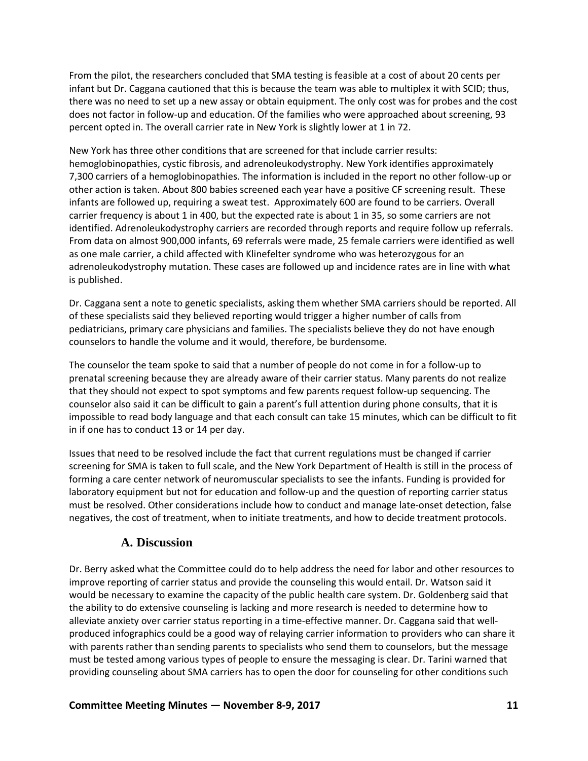From the pilot, the researchers concluded that SMA testing is feasible at a cost of about 20 cents per infant but Dr. Caggana cautioned that this is because the team was able to multiplex it with SCID; thus, there was no need to set up a new assay or obtain equipment. The only cost was for probes and the cost does not factor in follow-up and education. Of the families who were approached about screening, 93 percent opted in. The overall carrier rate in New York is slightly lower at 1 in 72.

New York has three other conditions that are screened for that include carrier results: hemoglobinopathies, cystic fibrosis, and adrenoleukodystrophy. New York identifies approximately 7,300 carriers of a hemoglobinopathies. The information is included in the report no other follow-up or other action is taken. About 800 babies screened each year have a positive CF screening result. These infants are followed up, requiring a sweat test. Approximately 600 are found to be carriers. Overall carrier frequency is about 1 in 400, but the expected rate is about 1 in 35, so some carriers are not identified. Adrenoleukodystrophy carriers are recorded through reports and require follow up referrals. From data on almost 900,000 infants, 69 referrals were made, 25 female carriers were identified as well as one male carrier, a child affected with Klinefelter syndrome who was heterozygous for an adrenoleukodystrophy mutation. These cases are followed up and incidence rates are in line with what is published.

Dr. Caggana sent a note to genetic specialists, asking them whether SMA carriers should be reported. All of these specialists said they believed reporting would trigger a higher number of calls from pediatricians, primary care physicians and families. The specialists believe they do not have enough counselors to handle the volume and it would, therefore, be burdensome.

The counselor the team spoke to said that a number of people do not come in for a follow-up to prenatal screening because they are already aware of their carrier status. Many parents do not realize that they should not expect to spot symptoms and few parents request follow-up sequencing. The counselor also said it can be difficult to gain a parent's full attention during phone consults, that it is impossible to read body language and that each consult can take 15 minutes, which can be difficult to fit in if one has to conduct 13 or 14 per day.

Issues that need to be resolved include the fact that current regulations must be changed if carrier screening for SMA is taken to full scale, and the New York Department of Health is still in the process of forming a care center network of neuromuscular specialists to see the infants. Funding is provided for laboratory equipment but not for education and follow-up and the question of reporting carrier status must be resolved. Other considerations include how to conduct and manage late-onset detection, false negatives, the cost of treatment, when to initiate treatments, and how to decide treatment protocols.

### A. Discussion

Dr. Berry asked what the Committee could do to help address the need for labor and other resources to improve reporting of carrier status and provide the counseling this would entail. Dr. Watson said it would be necessary to examine the capacity of the public health care system. Dr. Goldenberg said that the ability to do extensive counseling is lacking and more research is needed to determine how to alleviate anxiety over carrier status reporting in a time-effective manner. Dr. Caggana said that well-produced infographics could be a good way of relaying carrier information to providers who can share it with parents rather than sending parents to specialists who send them to counselors, but the message must be tested among various types of people to ensure the messaging is clear. Dr. Tarini warned that providing counseling about SMA carriers has to open the door for counseling for other conditions such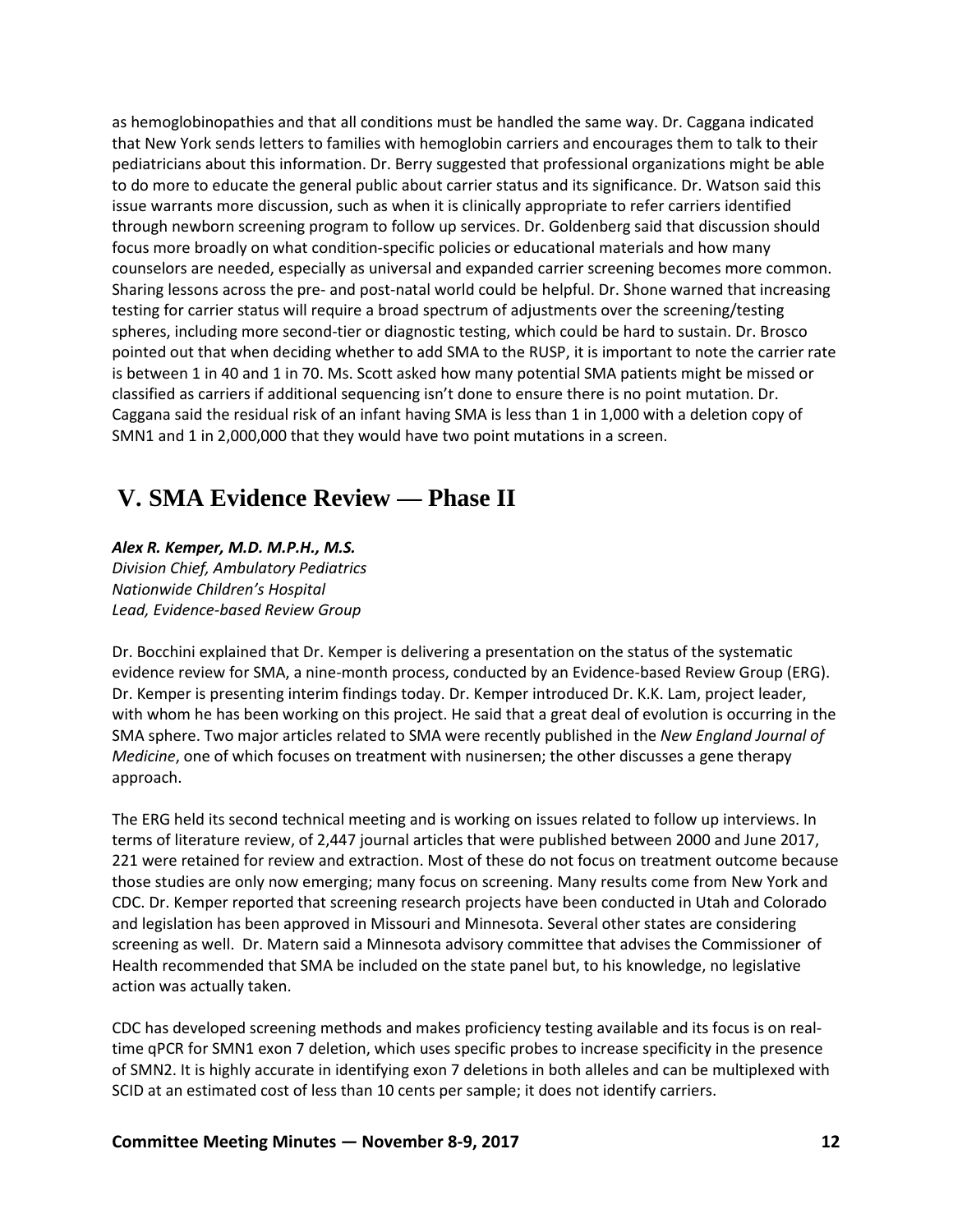as hemoglobinopathies and that all conditions must be handled the same way. Dr. Caggana indicated that New York sends letters to families with hemoglobin carriers and encourages them to talk to their pediatricians about this information. Dr. Berry suggested that professional organizations might be able to do more to educate the general public about carrier status and its significance. Dr. Watson said this issue warrants more discussion, such as when it is clinically appropriate to refer carriers identified through newborn screening program to follow up services. Dr. Goldenberg said that discussion should focus more broadly on what condition-specific policies or educational materials and how many counselors are needed, especially as universal and expanded carrier screening becomes more common. Sharing lessons across the pre- and post-natal world could be helpful. Dr. Shone warned that increasing testing for carrier status will require a broad spectrum of adjustments over the screening/testing spheres, including more second-tier or diagnostic testing, which could be hard to sustain. Dr. Brosco pointed out that when deciding whether to add SMA to the RUSP, it is important to note the carrier rate is between 1 in 40 and 1 in 70. Ms. Scott asked how many potential SMA patients might be missed or classified as carriers if additional sequencing isn't done to ensure there is no point mutation. Dr. Caggana said the residual risk of an infant having SMA is less than 1 in 1,000 with a deletion copy of SMN1 and 1 in 2,000,000 that they would have two point mutations in a screen.

## V. SMA Evidence Review — Phase II

***Alex R. Kemper, M.D. M.P.H., M.S.***
*Division Chief, Ambulatory Pediatrics*
*Nationwide Children's Hospital*
*Lead, Evidence-based Review Group*

Dr. Bocchini explained that Dr. Kemper is delivering a presentation on the status of the systematic evidence review for SMA, a nine-month process, conducted by an Evidence-based Review Group (ERG). Dr. Kemper is presenting interim findings today. Dr. Kemper introduced Dr. K.K. Lam, project leader, with whom he has been working on this project. He said that a great deal of evolution is occurring in the SMA sphere. Two major articles related to SMA were recently published in the *New England Journal of Medicine*, one of which focuses on treatment with nusinersen; the other discusses a gene therapy approach.

The ERG held its second technical meeting and is working on issues related to follow up interviews. In terms of literature review, of 2,447 journal articles that were published between 2000 and June 2017, 221 were retained for review and extraction. Most of these do not focus on treatment outcome because those studies are only now emerging; many focus on screening. Many results come from New York and CDC. Dr. Kemper reported that screening research projects have been conducted in Utah and Colorado and legislation has been approved in Missouri and Minnesota. Several other states are considering screening as well. Dr. Matern said a Minnesota advisory committee that advises the Commissioner of Health recommended that SMA be included on the state panel but, to his knowledge, no legislative action was actually taken.

CDC has developed screening methods and makes proficiency testing available and its focus is on real-time qPCR for SMN1 exon 7 deletion, which uses specific probes to increase specificity in the presence of SMN2. It is highly accurate in identifying exon 7 deletions in both alleles and can be multiplexed with SCID at an estimated cost of less than 10 cents per sample; it does not identify carriers.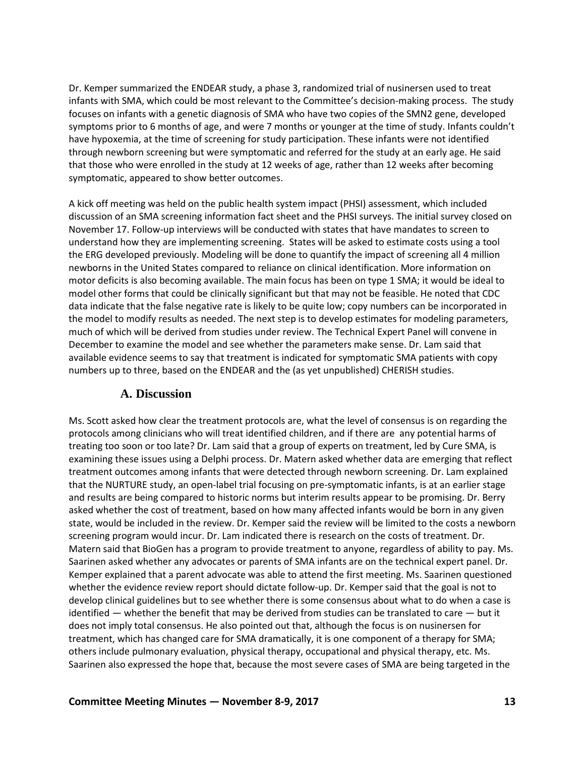Dr. Kemper summarized the ENDEAR study, a phase 3, randomized trial of nusinersen used to treat infants with SMA, which could be most relevant to the Committee's decision-making process. The study focuses on infants with a genetic diagnosis of SMA who have two copies of the SMN2 gene, developed symptoms prior to 6 months of age, and were 7 months or younger at the time of study. Infants couldn't have hypoxemia, at the time of screening for study participation. These infants were not identified through newborn screening but were symptomatic and referred for the study at an early age. He said that those who were enrolled in the study at 12 weeks of age, rather than 12 weeks after becoming symptomatic, appeared to show better outcomes.

A kick off meeting was held on the public health system impact (PHSI) assessment, which included discussion of an SMA screening information fact sheet and the PHSI surveys. The initial survey closed on November 17. Follow-up interviews will be conducted with states that have mandates to screen to understand how they are implementing screening. States will be asked to estimate costs using a tool the ERG developed previously. Modeling will be done to quantify the impact of screening all 4 million newborns in the United States compared to reliance on clinical identification. More information on motor deficits is also becoming available. The main focus has been on type 1 SMA; it would be ideal to model other forms that could be clinically significant but that may not be feasible. He noted that CDC data indicate that the false negative rate is likely to be quite low; copy numbers can be incorporated in the model to modify results as needed. The next step is to develop estimates for modeling parameters, much of which will be derived from studies under review. The Technical Expert Panel will convene in December to examine the model and see whether the parameters make sense. Dr. Lam said that available evidence seems to say that treatment is indicated for symptomatic SMA patients with copy numbers up to three, based on the ENDEAR and the (as yet unpublished) CHERISH studies.

## A. Discussion

Ms. Scott asked how clear the treatment protocols are, what the level of consensus is on regarding the protocols among clinicians who will treat identified children, and if there are any potential harms of treating too soon or too late? Dr. Lam said that a group of experts on treatment, led by Cure SMA, is examining these issues using a Delphi process. Dr. Matern asked whether data are emerging that reflect treatment outcomes among infants that were detected through newborn screening. Dr. Lam explained that the NURTURE study, an open-label trial focusing on pre-symptomatic infants, is at an earlier stage and results are being compared to historic norms but interim results appear to be promising. Dr. Berry asked whether the cost of treatment, based on how many affected infants would be born in any given state, would be included in the review. Dr. Kemper said the review will be limited to the costs a newborn screening program would incur. Dr. Lam indicated there is research on the costs of treatment. Dr. Matern said that BioGen has a program to provide treatment to anyone, regardless of ability to pay. Ms. Saarinen asked whether any advocates or parents of SMA infants are on the technical expert panel. Dr. Kemper explained that a parent advocate was able to attend the first meeting. Ms. Saarinen questioned whether the evidence review report should dictate follow-up. Dr. Kemper said that the goal is not to develop clinical guidelines but to see whether there is some consensus about what to do when a case is identified — whether the benefit that may be derived from studies can be translated to care — but it does not imply total consensus. He also pointed out that, although the focus is on nusinersen for treatment, which has changed care for SMA dramatically, it is one component of a therapy for SMA; others include pulmonary evaluation, physical therapy, occupational and physical therapy, etc. Ms. Saarinen also expressed the hope that, because the most severe cases of SMA are being targeted in the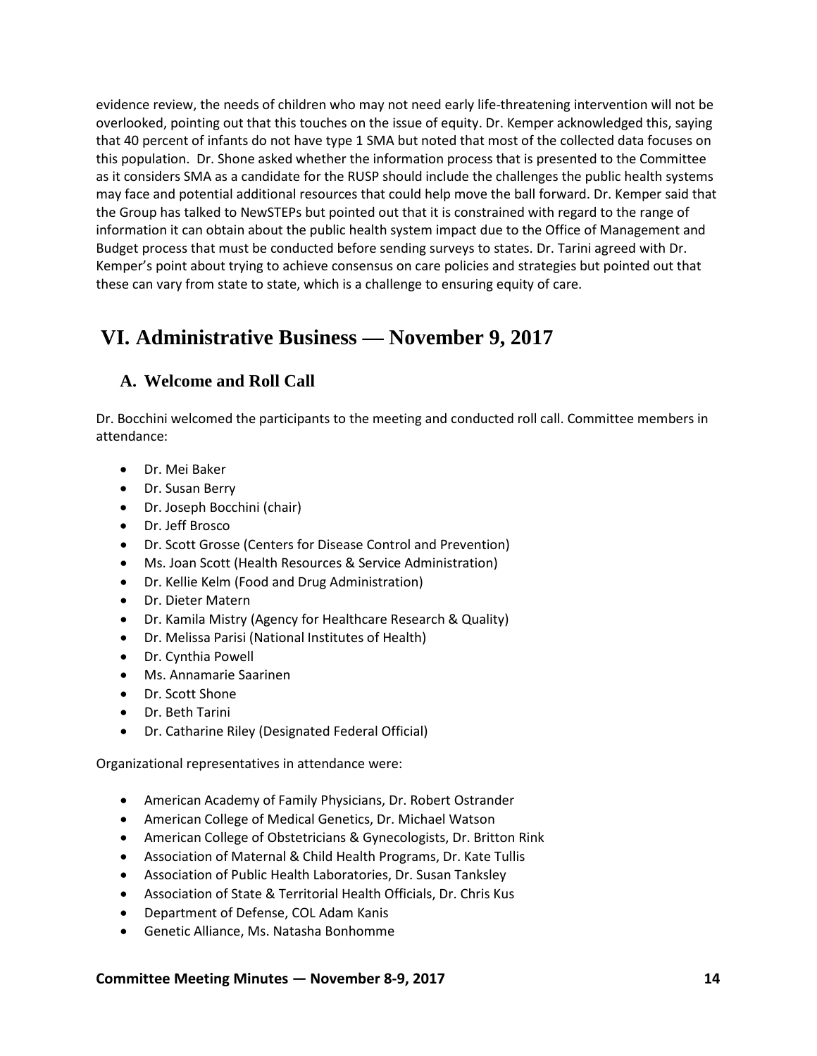evidence review, the needs of children who may not need early life-threatening intervention will not be overlooked, pointing out that this touches on the issue of equity. Dr. Kemper acknowledged this, saying that 40 percent of infants do not have type 1 SMA but noted that most of the collected data focuses on this population. Dr. Shone asked whether the information process that is presented to the Committee as it considers SMA as a candidate for the RUSP should include the challenges the public health systems may face and potential additional resources that could help move the ball forward. Dr. Kemper said that the Group has talked to NewSTEPs but pointed out that it is constrained with regard to the range of information it can obtain about the public health system impact due to the Office of Management and Budget process that must be conducted before sending surveys to states. Dr. Tarini agreed with Dr. Kemper's point about trying to achieve consensus on care policies and strategies but pointed out that these can vary from state to state, which is a challenge to ensuring equity of care.

# VI. Administrative Business — November 9, 2017

## A. Welcome and Roll Call

Dr. Bocchini welcomed the participants to the meeting and conducted roll call. Committee members in attendance:

- Dr. Mei Baker
- Dr. Susan Berry
- Dr. Joseph Bocchini (chair)
- Dr. Jeff Brosco
- Dr. Scott Grosse (Centers for Disease Control and Prevention)
- Ms. Joan Scott (Health Resources & Service Administration)
- Dr. Kellie Kelm (Food and Drug Administration)
- Dr. Dieter Matern
- Dr. Kamila Mistry (Agency for Healthcare Research & Quality)
- Dr. Melissa Parisi (National Institutes of Health)
- Dr. Cynthia Powell
- Ms. Annamarie Saarinen
- Dr. Scott Shone
- Dr. Beth Tarini
- Dr. Catharine Riley (Designated Federal Official)

Organizational representatives in attendance were:

- American Academy of Family Physicians, Dr. Robert Ostrander
- American College of Medical Genetics, Dr. Michael Watson
- American College of Obstetricians & Gynecologists, Dr. Britton Rink
- Association of Maternal & Child Health Programs, Dr. Kate Tullis
- Association of Public Health Laboratories, Dr. Susan Tanksley
- Association of State & Territorial Health Officials, Dr. Chris Kus
- Department of Defense, COL Adam Kanis
- Genetic Alliance, Ms. Natasha Bonhomme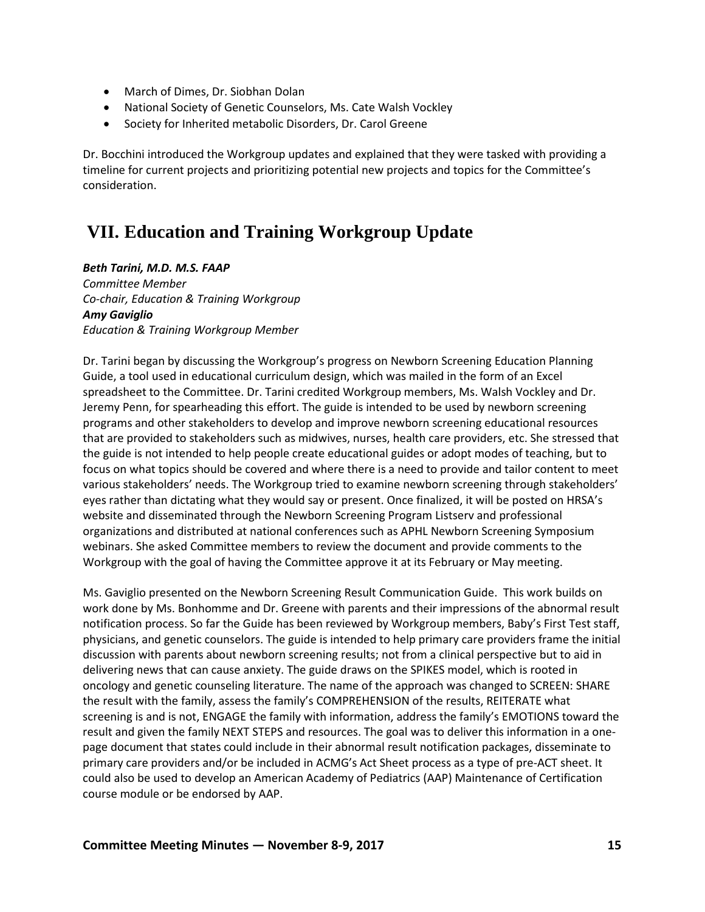- March of Dimes, Dr. Siobhan Dolan
- National Society of Genetic Counselors, Ms. Cate Walsh Vockley
- Society for Inherited metabolic Disorders, Dr. Carol Greene

Dr. Bocchini introduced the Workgroup updates and explained that they were tasked with providing a timeline for current projects and prioritizing potential new projects and topics for the Committee's consideration.

## VII. Education and Training Workgroup Update

***Beth Tarini, M.D. M.S. FAAP***
*Committee Member*
*Co-chair, Education & Training Workgroup*
***Amy Gaviglio***
*Education & Training Workgroup Member*

Dr. Tarini began by discussing the Workgroup's progress on Newborn Screening Education Planning Guide, a tool used in educational curriculum design, which was mailed in the form of an Excel spreadsheet to the Committee. Dr. Tarini credited Workgroup members, Ms. Walsh Vockley and Dr. Jeremy Penn, for spearheading this effort. The guide is intended to be used by newborn screening programs and other stakeholders to develop and improve newborn screening educational resources that are provided to stakeholders such as midwives, nurses, health care providers, etc. She stressed that the guide is not intended to help people create educational guides or adopt modes of teaching, but to focus on what topics should be covered and where there is a need to provide and tailor content to meet various stakeholders' needs. The Workgroup tried to examine newborn screening through stakeholders' eyes rather than dictating what they would say or present. Once finalized, it will be posted on HRSA's website and disseminated through the Newborn Screening Program Listserv and professional organizations and distributed at national conferences such as APHL Newborn Screening Symposium webinars. She asked Committee members to review the document and provide comments to the Workgroup with the goal of having the Committee approve it at its February or May meeting.

Ms. Gaviglio presented on the Newborn Screening Result Communication Guide. This work builds on work done by Ms. Bonhomme and Dr. Greene with parents and their impressions of the abnormal result notification process. So far the Guide has been reviewed by Workgroup members, Baby's First Test staff, physicians, and genetic counselors. The guide is intended to help primary care providers frame the initial discussion with parents about newborn screening results; not from a clinical perspective but to aid in delivering news that can cause anxiety. The guide draws on the SPIKES model, which is rooted in oncology and genetic counseling literature. The name of the approach was changed to SCREEN: SHARE the result with the family, assess the family's COMPREHENSION of the results, REITERATE what screening is and is not, ENGAGE the family with information, address the family's EMOTIONS toward the result and given the family NEXT STEPS and resources. The goal was to deliver this information in a one-page document that states could include in their abnormal result notification packages, disseminate to primary care providers and/or be included in ACMG's Act Sheet process as a type of pre-ACT sheet. It could also be used to develop an American Academy of Pediatrics (AAP) Maintenance of Certification course module or be endorsed by AAP.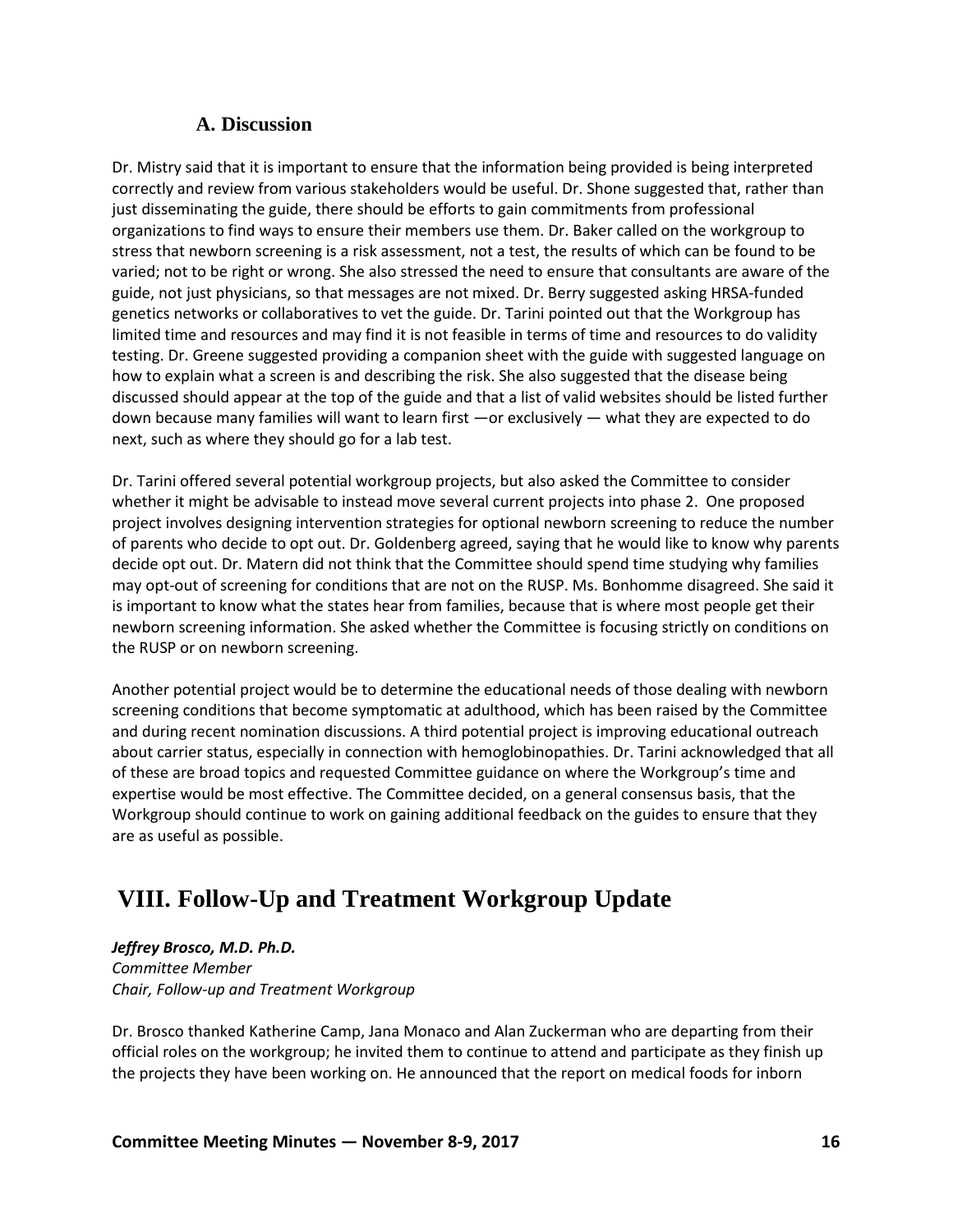### A. Discussion

Dr. Mistry said that it is important to ensure that the information being provided is being interpreted correctly and review from various stakeholders would be useful. Dr. Shone suggested that, rather than just disseminating the guide, there should be efforts to gain commitments from professional organizations to find ways to ensure their members use them. Dr. Baker called on the workgroup to stress that newborn screening is a risk assessment, not a test, the results of which can be found to be varied; not to be right or wrong. She also stressed the need to ensure that consultants are aware of the guide, not just physicians, so that messages are not mixed. Dr. Berry suggested asking HRSA-funded genetics networks or collaboratives to vet the guide. Dr. Tarini pointed out that the Workgroup has limited time and resources and may find it is not feasible in terms of time and resources to do validity testing. Dr. Greene suggested providing a companion sheet with the guide with suggested language on how to explain what a screen is and describing the risk. She also suggested that the disease being discussed should appear at the top of the guide and that a list of valid websites should be listed further down because many families will want to learn first —or exclusively — what they are expected to do next, such as where they should go for a lab test.

Dr. Tarini offered several potential workgroup projects, but also asked the Committee to consider whether it might be advisable to instead move several current projects into phase 2. One proposed project involves designing intervention strategies for optional newborn screening to reduce the number of parents who decide to opt out. Dr. Goldenberg agreed, saying that he would like to know why parents decide opt out. Dr. Matern did not think that the Committee should spend time studying why families may opt-out of screening for conditions that are not on the RUSP. Ms. Bonhomme disagreed. She said it is important to know what the states hear from families, because that is where most people get their newborn screening information. She asked whether the Committee is focusing strictly on conditions on the RUSP or on newborn screening.

Another potential project would be to determine the educational needs of those dealing with newborn screening conditions that become symptomatic at adulthood, which has been raised by the Committee and during recent nomination discussions. A third potential project is improving educational outreach about carrier status, especially in connection with hemoglobinopathies. Dr. Tarini acknowledged that all of these are broad topics and requested Committee guidance on where the Workgroup's time and expertise would be most effective. The Committee decided, on a general consensus basis, that the Workgroup should continue to work on gaining additional feedback on the guides to ensure that they are as useful as possible.

## VIII. Follow-Up and Treatment Workgroup Update

***Jeffrey Brosco, M.D. Ph.D.***
*Committee Member*
*Chair, Follow-up and Treatment Workgroup*

Dr. Brosco thanked Katherine Camp, Jana Monaco and Alan Zuckerman who are departing from their official roles on the workgroup; he invited them to continue to attend and participate as they finish up the projects they have been working on. He announced that the report on medical foods for inborn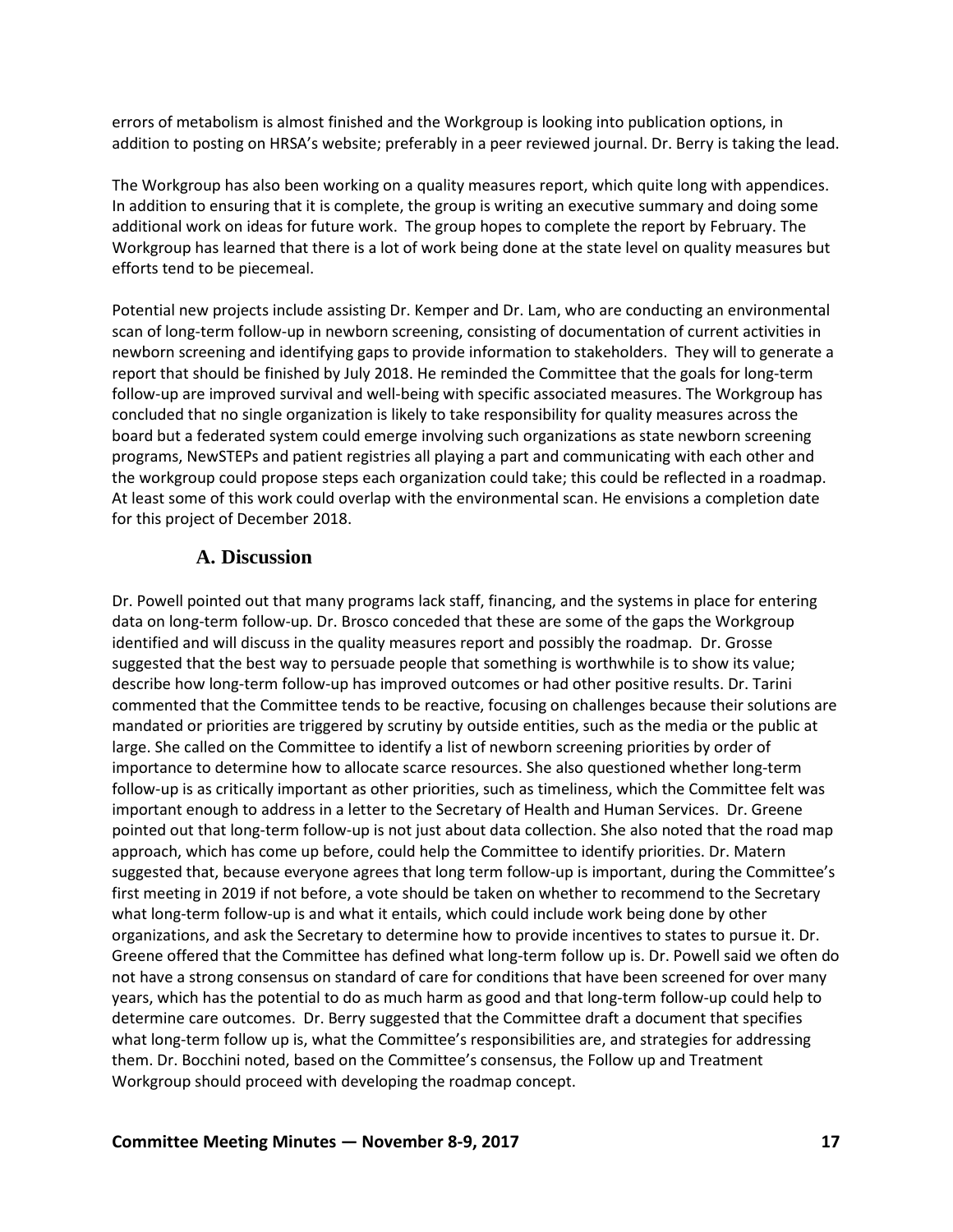errors of metabolism is almost finished and the Workgroup is looking into publication options, in addition to posting on HRSA's website; preferably in a peer reviewed journal. Dr. Berry is taking the lead.

The Workgroup has also been working on a quality measures report, which quite long with appendices. In addition to ensuring that it is complete, the group is writing an executive summary and doing some additional work on ideas for future work. The group hopes to complete the report by February. The Workgroup has learned that there is a lot of work being done at the state level on quality measures but efforts tend to be piecemeal.

Potential new projects include assisting Dr. Kemper and Dr. Lam, who are conducting an environmental scan of long-term follow-up in newborn screening, consisting of documentation of current activities in newborn screening and identifying gaps to provide information to stakeholders. They will to generate a report that should be finished by July 2018. He reminded the Committee that the goals for long-term follow-up are improved survival and well-being with specific associated measures. The Workgroup has concluded that no single organization is likely to take responsibility for quality measures across the board but a federated system could emerge involving such organizations as state newborn screening programs, NewSTEPs and patient registries all playing a part and communicating with each other and the workgroup could propose steps each organization could take; this could be reflected in a roadmap. At least some of this work could overlap with the environmental scan. He envisions a completion date for this project of December 2018.

## A. Discussion

Dr. Powell pointed out that many programs lack staff, financing, and the systems in place for entering data on long-term follow-up. Dr. Brosco conceded that these are some of the gaps the Workgroup identified and will discuss in the quality measures report and possibly the roadmap. Dr. Grosse suggested that the best way to persuade people that something is worthwhile is to show its value; describe how long-term follow-up has improved outcomes or had other positive results. Dr. Tarini commented that the Committee tends to be reactive, focusing on challenges because their solutions are mandated or priorities are triggered by scrutiny by outside entities, such as the media or the public at large. She called on the Committee to identify a list of newborn screening priorities by order of importance to determine how to allocate scarce resources. She also questioned whether long-term follow-up is as critically important as other priorities, such as timeliness, which the Committee felt was important enough to address in a letter to the Secretary of Health and Human Services. Dr. Greene pointed out that long-term follow-up is not just about data collection. She also noted that the road map approach, which has come up before, could help the Committee to identify priorities. Dr. Matern suggested that, because everyone agrees that long term follow-up is important, during the Committee's first meeting in 2019 if not before, a vote should be taken on whether to recommend to the Secretary what long-term follow-up is and what it entails, which could include work being done by other organizations, and ask the Secretary to determine how to provide incentives to states to pursue it. Dr. Greene offered that the Committee has defined what long-term follow up is. Dr. Powell said we often do not have a strong consensus on standard of care for conditions that have been screened for over many years, which has the potential to do as much harm as good and that long-term follow-up could help to determine care outcomes. Dr. Berry suggested that the Committee draft a document that specifies what long-term follow up is, what the Committee's responsibilities are, and strategies for addressing them. Dr. Bocchini noted, based on the Committee's consensus, the Follow up and Treatment Workgroup should proceed with developing the roadmap concept.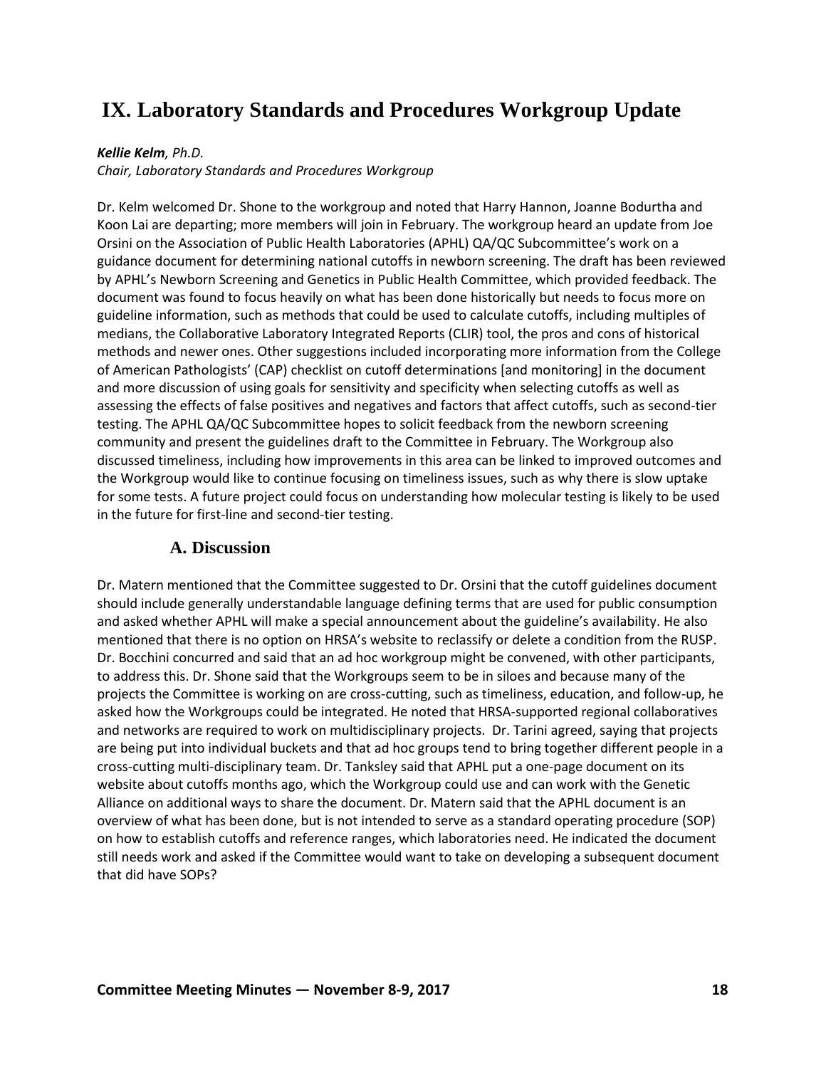# IX. Laboratory Standards and Procedures Workgroup Update

***Kellie Kelm**, Ph.D.*
*Chair, Laboratory Standards and Procedures Workgroup*

Dr. Kelm welcomed Dr. Shone to the workgroup and noted that Harry Hannon, Joanne Bodurtha and Koon Lai are departing; more members will join in February. The workgroup heard an update from Joe Orsini on the Association of Public Health Laboratories (APHL) QA/QC Subcommittee's work on a guidance document for determining national cutoffs in newborn screening. The draft has been reviewed by APHL's Newborn Screening and Genetics in Public Health Committee, which provided feedback. The document was found to focus heavily on what has been done historically but needs to focus more on guideline information, such as methods that could be used to calculate cutoffs, including multiples of medians, the Collaborative Laboratory Integrated Reports (CLIR) tool, the pros and cons of historical methods and newer ones. Other suggestions included incorporating more information from the College of American Pathologists' (CAP) checklist on cutoff determinations [and monitoring] in the document and more discussion of using goals for sensitivity and specificity when selecting cutoffs as well as assessing the effects of false positives and negatives and factors that affect cutoffs, such as second-tier testing. The APHL QA/QC Subcommittee hopes to solicit feedback from the newborn screening community and present the guidelines draft to the Committee in February. The Workgroup also discussed timeliness, including how improvements in this area can be linked to improved outcomes and the Workgroup would like to continue focusing on timeliness issues, such as why there is slow uptake for some tests. A future project could focus on understanding how molecular testing is likely to be used in the future for first-line and second-tier testing.

## A. Discussion

Dr. Matern mentioned that the Committee suggested to Dr. Orsini that the cutoff guidelines document should include generally understandable language defining terms that are used for public consumption and asked whether APHL will make a special announcement about the guideline's availability. He also mentioned that there is no option on HRSA's website to reclassify or delete a condition from the RUSP. Dr. Bocchini concurred and said that an ad hoc workgroup might be convened, with other participants, to address this. Dr. Shone said that the Workgroups seem to be in siloes and because many of the projects the Committee is working on are cross-cutting, such as timeliness, education, and follow-up, he asked how the Workgroups could be integrated. He noted that HRSA-supported regional collaboratives and networks are required to work on multidisciplinary projects. Dr. Tarini agreed, saying that projects are being put into individual buckets and that ad hoc groups tend to bring together different people in a cross-cutting multi-disciplinary team. Dr. Tanksley said that APHL put a one-page document on its website about cutoffs months ago, which the Workgroup could use and can work with the Genetic Alliance on additional ways to share the document. Dr. Matern said that the APHL document is an overview of what has been done, but is not intended to serve as a standard operating procedure (SOP) on how to establish cutoffs and reference ranges, which laboratories need. He indicated the document still needs work and asked if the Committee would want to take on developing a subsequent document that did have SOPs?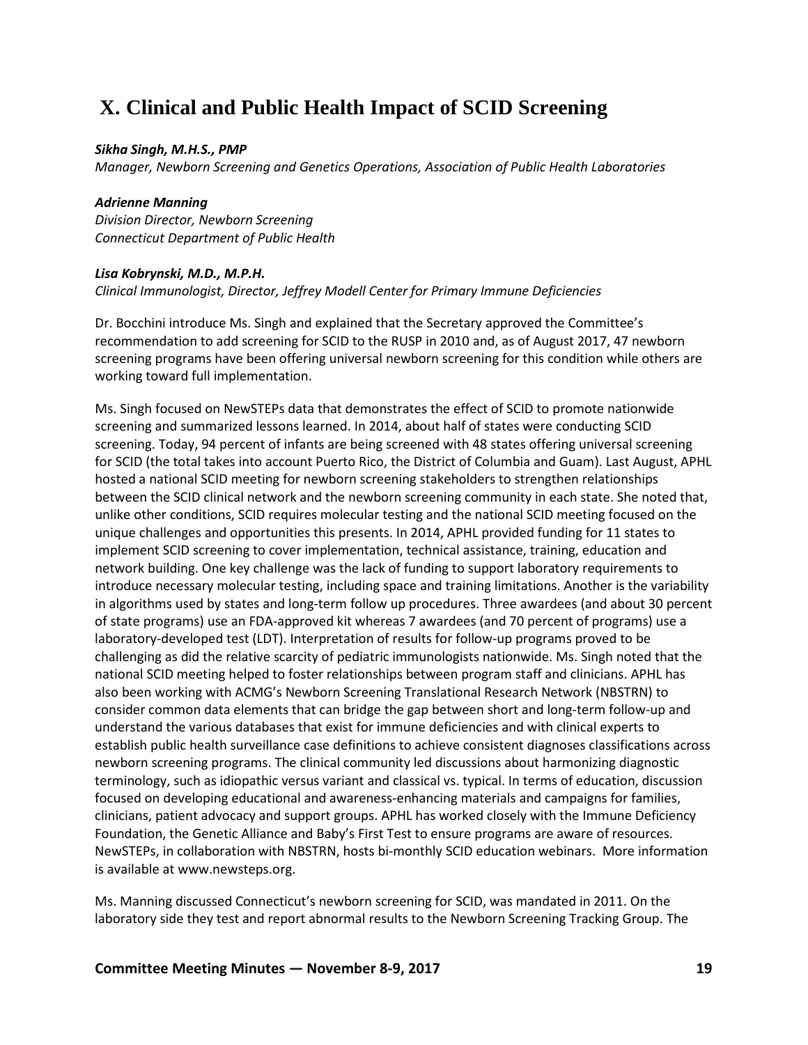# X. Clinical and Public Health Impact of SCID Screening

***Sikha Singh, M.H.S., PMP***
*Manager, Newborn Screening and Genetics Operations, Association of Public Health Laboratories*

***Adrienne Manning***
*Division Director, Newborn Screening*
*Connecticut Department of Public Health*

***Lisa Kobrynski, M.D., M.P.H.***
*Clinical Immunologist, Director, Jeffrey Modell Center for Primary Immune Deficiencies*

Dr. Bocchini introduce Ms. Singh and explained that the Secretary approved the Committee's recommendation to add screening for SCID to the RUSP in 2010 and, as of August 2017, 47 newborn screening programs have been offering universal newborn screening for this condition while others are working toward full implementation.

Ms. Singh focused on NewSTEPs data that demonstrates the effect of SCID to promote nationwide screening and summarized lessons learned. In 2014, about half of states were conducting SCID screening. Today, 94 percent of infants are being screened with 48 states offering universal screening for SCID (the total takes into account Puerto Rico, the District of Columbia and Guam). Last August, APHL hosted a national SCID meeting for newborn screening stakeholders to strengthen relationships between the SCID clinical network and the newborn screening community in each state. She noted that, unlike other conditions, SCID requires molecular testing and the national SCID meeting focused on the unique challenges and opportunities this presents. In 2014, APHL provided funding for 11 states to implement SCID screening to cover implementation, technical assistance, training, education and network building. One key challenge was the lack of funding to support laboratory requirements to introduce necessary molecular testing, including space and training limitations. Another is the variability in algorithms used by states and long-term follow up procedures. Three awardees (and about 30 percent of state programs) use an FDA-approved kit whereas 7 awardees (and 70 percent of programs) use a laboratory-developed test (LDT). Interpretation of results for follow-up programs proved to be challenging as did the relative scarcity of pediatric immunologists nationwide. Ms. Singh noted that the national SCID meeting helped to foster relationships between program staff and clinicians. APHL has also been working with ACMG's Newborn Screening Translational Research Network (NBSTRN) to consider common data elements that can bridge the gap between short and long-term follow-up and understand the various databases that exist for immune deficiencies and with clinical experts to establish public health surveillance case definitions to achieve consistent diagnoses classifications across newborn screening programs. The clinical community led discussions about harmonizing diagnostic terminology, such as idiopathic versus variant and classical vs. typical. In terms of education, discussion focused on developing educational and awareness-enhancing materials and campaigns for families, clinicians, patient advocacy and support groups. APHL has worked closely with the Immune Deficiency Foundation, the Genetic Alliance and Baby's First Test to ensure programs are aware of resources. NewSTEPs, in collaboration with NBSTRN, hosts bi-monthly SCID education webinars. More information is available at www.newsteps.org.

Ms. Manning discussed Connecticut's newborn screening for SCID, was mandated in 2011. On the laboratory side they test and report abnormal results to the Newborn Screening Tracking Group. The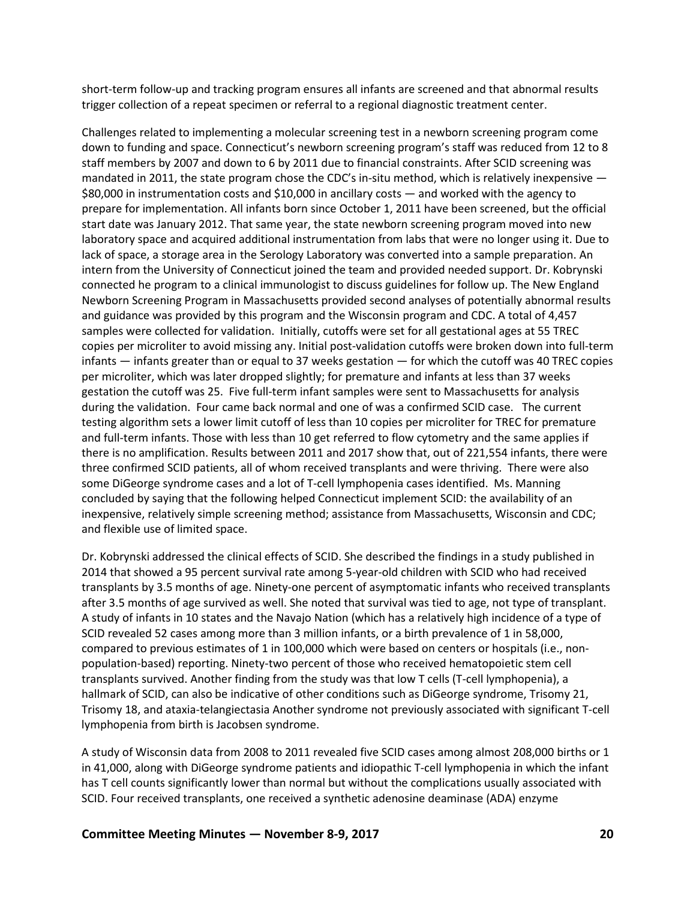short-term follow-up and tracking program ensures all infants are screened and that abnormal results trigger collection of a repeat specimen or referral to a regional diagnostic treatment center.

Challenges related to implementing a molecular screening test in a newborn screening program come down to funding and space. Connecticut's newborn screening program's staff was reduced from 12 to 8 staff members by 2007 and down to 6 by 2011 due to financial constraints. After SCID screening was mandated in 2011, the state program chose the CDC's in-situ method, which is relatively inexpensive — $80,000 in instrumentation costs and $10,000 in ancillary costs — and worked with the agency to prepare for implementation. All infants born since October 1, 2011 have been screened, but the official start date was January 2012. That same year, the state newborn screening program moved into new laboratory space and acquired additional instrumentation from labs that were no longer using it. Due to lack of space, a storage area in the Serology Laboratory was converted into a sample preparation. An intern from the University of Connecticut joined the team and provided needed support. Dr. Kobrynski connected he program to a clinical immunologist to discuss guidelines for follow up. The New England Newborn Screening Program in Massachusetts provided second analyses of potentially abnormal results and guidance was provided by this program and the Wisconsin program and CDC. A total of 4,457 samples were collected for validation. Initially, cutoffs were set for all gestational ages at 55 TREC copies per microliter to avoid missing any. Initial post-validation cutoffs were broken down into full-term infants — infants greater than or equal to 37 weeks gestation — for which the cutoff was 40 TREC copies per microliter, which was later dropped slightly; for premature and infants at less than 37 weeks gestation the cutoff was 25. Five full-term infant samples were sent to Massachusetts for analysis during the validation. Four came back normal and one of was a confirmed SCID case. The current testing algorithm sets a lower limit cutoff of less than 10 copies per microliter for TREC for premature and full-term infants. Those with less than 10 get referred to flow cytometry and the same applies if there is no amplification. Results between 2011 and 2017 show that, out of 221,554 infants, there were three confirmed SCID patients, all of whom received transplants and were thriving. There were also some DiGeorge syndrome cases and a lot of T-cell lymphopenia cases identified. Ms. Manning concluded by saying that the following helped Connecticut implement SCID: the availability of an inexpensive, relatively simple screening method; assistance from Massachusetts, Wisconsin and CDC; and flexible use of limited space.

Dr. Kobrynski addressed the clinical effects of SCID. She described the findings in a study published in 2014 that showed a 95 percent survival rate among 5-year-old children with SCID who had received transplants by 3.5 months of age. Ninety-one percent of asymptomatic infants who received transplants after 3.5 months of age survived as well. She noted that survival was tied to age, not type of transplant. A study of infants in 10 states and the Navajo Nation (which has a relatively high incidence of a type of SCID revealed 52 cases among more than 3 million infants, or a birth prevalence of 1 in 58,000, compared to previous estimates of 1 in 100,000 which were based on centers or hospitals (i.e., non-population-based) reporting. Ninety-two percent of those who received hematopoietic stem cell transplants survived. Another finding from the study was that low T cells (T-cell lymphopenia), a hallmark of SCID, can also be indicative of other conditions such as DiGeorge syndrome, Trisomy 21, Trisomy 18, and ataxia-telangiectasia Another syndrome not previously associated with significant T-cell lymphopenia from birth is Jacobsen syndrome.

A study of Wisconsin data from 2008 to 2011 revealed five SCID cases among almost 208,000 births or 1 in 41,000, along with DiGeorge syndrome patients and idiopathic T-cell lymphopenia in which the infant has T cell counts significantly lower than normal but without the complications usually associated with SCID. Four received transplants, one received a synthetic adenosine deaminase (ADA) enzyme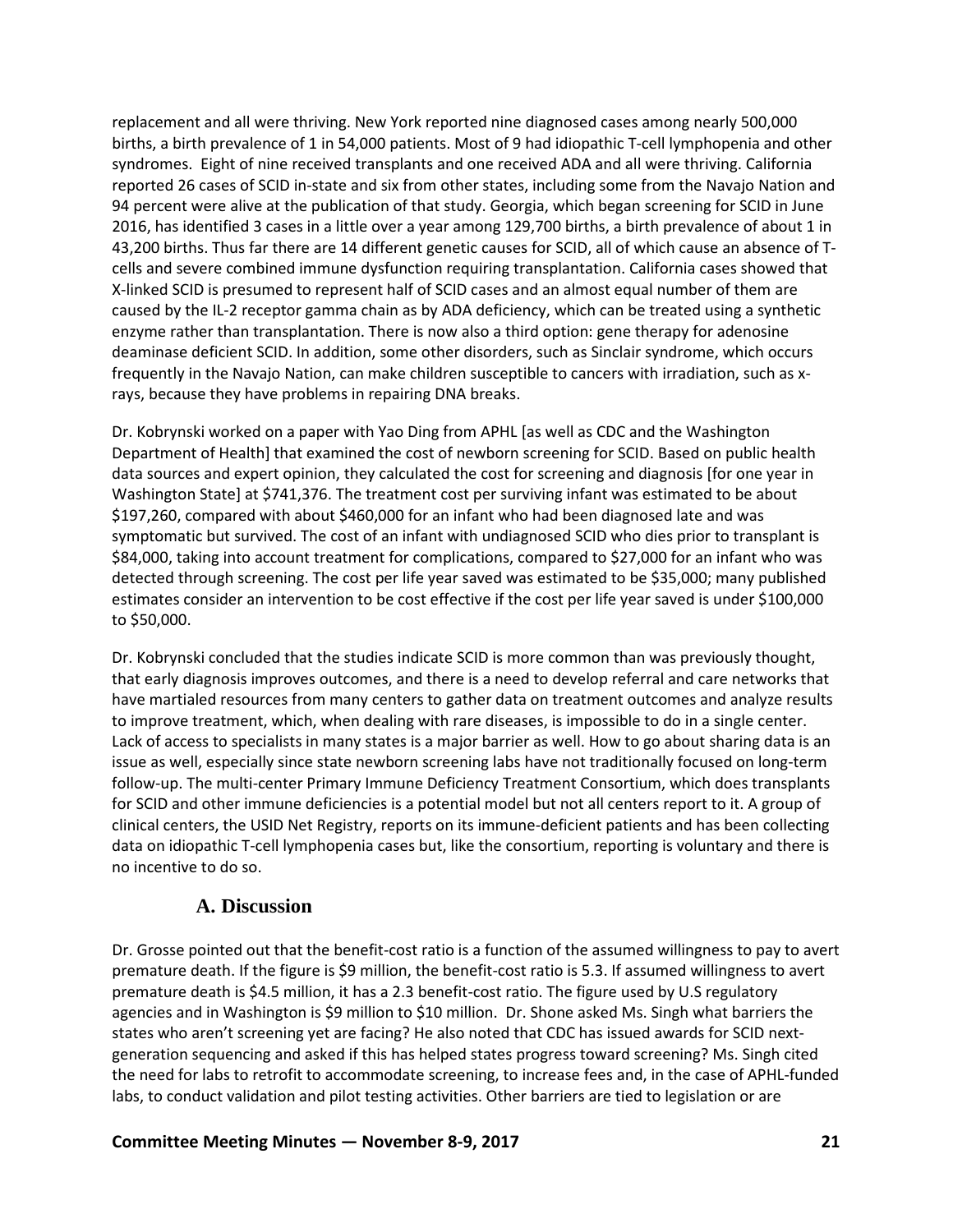replacement and all were thriving. New York reported nine diagnosed cases among nearly 500,000 births, a birth prevalence of 1 in 54,000 patients. Most of 9 had idiopathic T-cell lymphopenia and other syndromes. Eight of nine received transplants and one received ADA and all were thriving. California reported 26 cases of SCID in-state and six from other states, including some from the Navajo Nation and 94 percent were alive at the publication of that study. Georgia, which began screening for SCID in June 2016, has identified 3 cases in a little over a year among 129,700 births, a birth prevalence of about 1 in 43,200 births. Thus far there are 14 different genetic causes for SCID, all of which cause an absence of T-cells and severe combined immune dysfunction requiring transplantation. California cases showed that X-linked SCID is presumed to represent half of SCID cases and an almost equal number of them are caused by the IL-2 receptor gamma chain as by ADA deficiency, which can be treated using a synthetic enzyme rather than transplantation. There is now also a third option: gene therapy for adenosine deaminase deficient SCID. In addition, some other disorders, such as Sinclair syndrome, which occurs frequently in the Navajo Nation, can make children susceptible to cancers with irradiation, such as x-rays, because they have problems in repairing DNA breaks.

Dr. Kobrynski worked on a paper with Yao Ding from APHL [as well as CDC and the Washington Department of Health] that examined the cost of newborn screening for SCID. Based on public health data sources and expert opinion, they calculated the cost for screening and diagnosis [for one year in Washington State] at $741,376. The treatment cost per surviving infant was estimated to be about $197,260, compared with about $460,000 for an infant who had been diagnosed late and was symptomatic but survived. The cost of an infant with undiagnosed SCID who dies prior to transplant is $84,000, taking into account treatment for complications, compared to $27,000 for an infant who was detected through screening. The cost per life year saved was estimated to be $35,000; many published estimates consider an intervention to be cost effective if the cost per life year saved is under $100,000 to $50,000.

Dr. Kobrynski concluded that the studies indicate SCID is more common than was previously thought, that early diagnosis improves outcomes, and there is a need to develop referral and care networks that have martialed resources from many centers to gather data on treatment outcomes and analyze results to improve treatment, which, when dealing with rare diseases, is impossible to do in a single center. Lack of access to specialists in many states is a major barrier as well. How to go about sharing data is an issue as well, especially since state newborn screening labs have not traditionally focused on long-term follow-up. The multi-center Primary Immune Deficiency Treatment Consortium, which does transplants for SCID and other immune deficiencies is a potential model but not all centers report to it. A group of clinical centers, the USID Net Registry, reports on its immune-deficient patients and has been collecting data on idiopathic T-cell lymphopenia cases but, like the consortium, reporting is voluntary and there is no incentive to do so.

## A. Discussion

Dr. Grosse pointed out that the benefit-cost ratio is a function of the assumed willingness to pay to avert premature death. If the figure is $9 million, the benefit-cost ratio is 5.3. If assumed willingness to avert premature death is $4.5 million, it has a 2.3 benefit-cost ratio. The figure used by U.S regulatory agencies and in Washington is $9 million to $10 million. Dr. Shone asked Ms. Singh what barriers the states who aren't screening yet are facing? He also noted that CDC has issued awards for SCID next-generation sequencing and asked if this has helped states progress toward screening? Ms. Singh cited the need for labs to retrofit to accommodate screening, to increase fees and, in the case of APHL-funded labs, to conduct validation and pilot testing activities. Other barriers are tied to legislation or are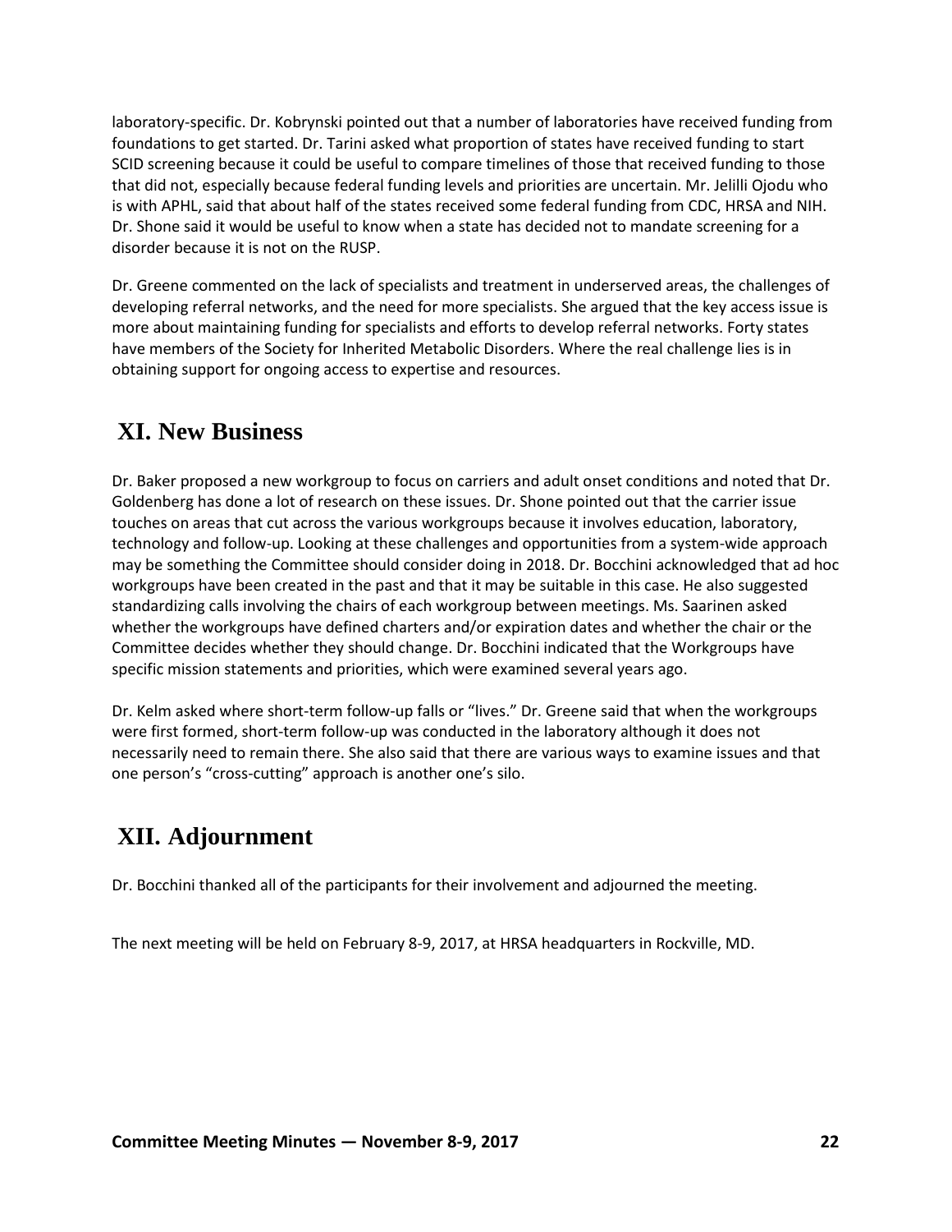laboratory-specific. Dr. Kobrynski pointed out that a number of laboratories have received funding from foundations to get started. Dr. Tarini asked what proportion of states have received funding to start SCID screening because it could be useful to compare timelines of those that received funding to those that did not, especially because federal funding levels and priorities are uncertain. Mr. Jelilli Ojodu who is with APHL, said that about half of the states received some federal funding from CDC, HRSA and NIH. Dr. Shone said it would be useful to know when a state has decided not to mandate screening for a disorder because it is not on the RUSP.

Dr. Greene commented on the lack of specialists and treatment in underserved areas, the challenges of developing referral networks, and the need for more specialists. She argued that the key access issue is more about maintaining funding for specialists and efforts to develop referral networks. Forty states have members of the Society for Inherited Metabolic Disorders. Where the real challenge lies is in obtaining support for ongoing access to expertise and resources.

## XI. New Business

Dr. Baker proposed a new workgroup to focus on carriers and adult onset conditions and noted that Dr. Goldenberg has done a lot of research on these issues. Dr. Shone pointed out that the carrier issue touches on areas that cut across the various workgroups because it involves education, laboratory, technology and follow-up. Looking at these challenges and opportunities from a system-wide approach may be something the Committee should consider doing in 2018. Dr. Bocchini acknowledged that ad hoc workgroups have been created in the past and that it may be suitable in this case. He also suggested standardizing calls involving the chairs of each workgroup between meetings. Ms. Saarinen asked whether the workgroups have defined charters and/or expiration dates and whether the chair or the Committee decides whether they should change. Dr. Bocchini indicated that the Workgroups have specific mission statements and priorities, which were examined several years ago.

Dr. Kelm asked where short-term follow-up falls or "lives." Dr. Greene said that when the workgroups were first formed, short-term follow-up was conducted in the laboratory although it does not necessarily need to remain there. She also said that there are various ways to examine issues and that one person's "cross-cutting" approach is another one's silo.

## XII. Adjournment

Dr. Bocchini thanked all of the participants for their involvement and adjourned the meeting.

The next meeting will be held on February 8-9, 2017, at HRSA headquarters in Rockville, MD.